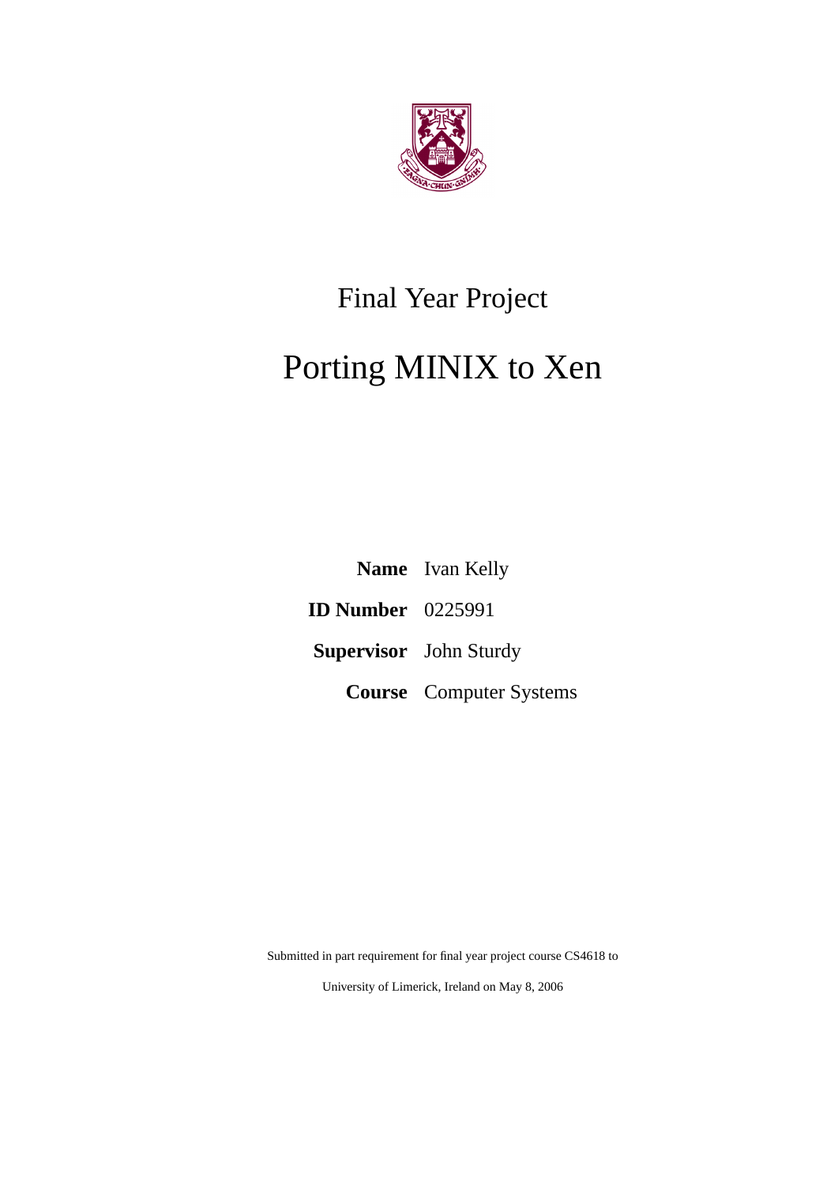# Final Year Project

# Porting MINIX to Xen

| | |
|---|---|
| **Name** | Ivan Kelly |
| **ID Number** | 0225991 |
| **Supervisor** | John Sturdy |
| **Course** | Computer Systems |

Submitted in part requirement for final year project course CS4618 to

University of Limerick, Ireland on May 8, 2006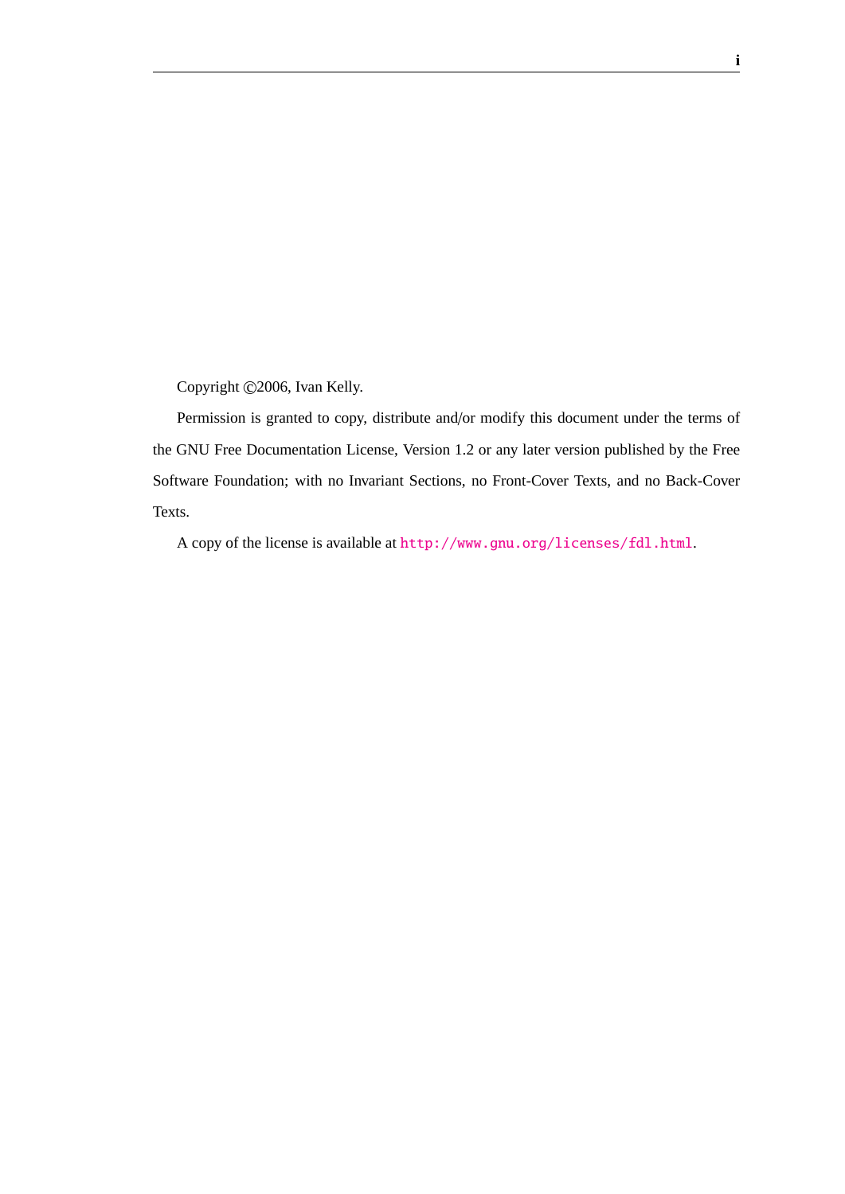Copyright ©2006, Ivan Kelly.

Permission is granted to copy, distribute and/or modify this document under the terms of the GNU Free Documentation License, Version 1.2 or any later version published by the Free Software Foundation; with no Invariant Sections, no Front-Cover Texts, and no Back-Cover Texts.

A copy of the license is available at http://www.gnu.org/licenses/fdl.html.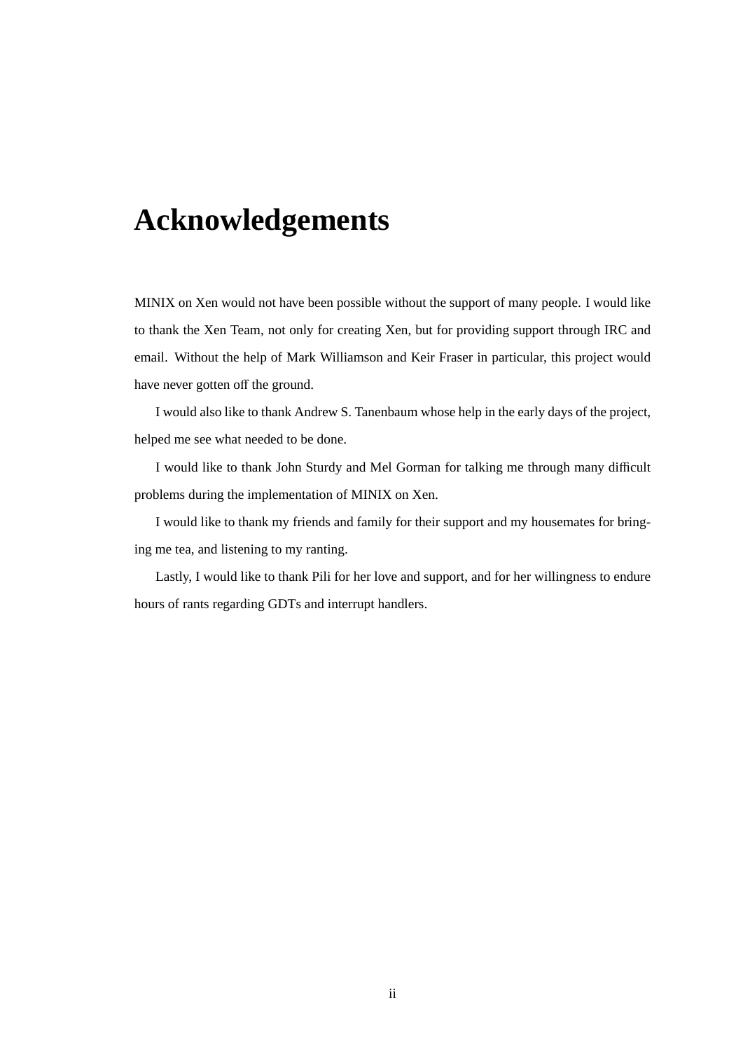# Acknowledgements

MINIX on Xen would not have been possible without the support of many people. I would like to thank the Xen Team, not only for creating Xen, but for providing support through IRC and email. Without the help of Mark Williamson and Keir Fraser in particular, this project would have never gotten off the ground.

I would also like to thank Andrew S. Tanenbaum whose help in the early days of the project, helped me see what needed to be done.

I would like to thank John Sturdy and Mel Gorman for talking me through many difficult problems during the implementation of MINIX on Xen.

I would like to thank my friends and family for their support and my housemates for bringing me tea, and listening to my ranting.

Lastly, I would like to thank Pili for her love and support, and for her willingness to endure hours of rants regarding GDTs and interrupt handlers.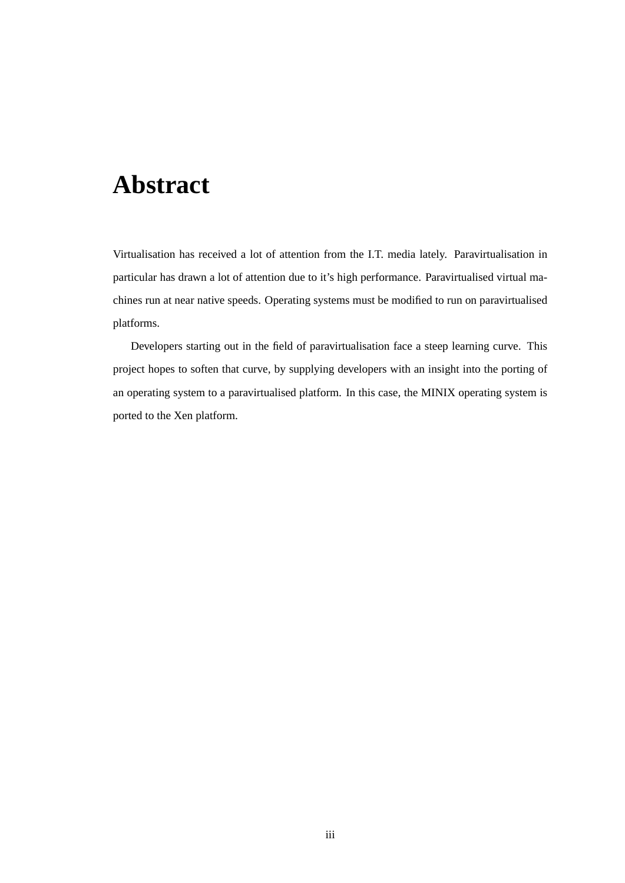# Abstract

Virtualisation has received a lot of attention from the I.T. media lately. Paravirtualisation in particular has drawn a lot of attention due to it's high performance. Paravirtualised virtual machines run at near native speeds. Operating systems must be modified to run on paravirtualised platforms.

Developers starting out in the field of paravirtualisation face a steep learning curve. This project hopes to soften that curve, by supplying developers with an insight into the porting of an operating system to a paravirtualised platform. In this case, the MINIX operating system is ported to the Xen platform.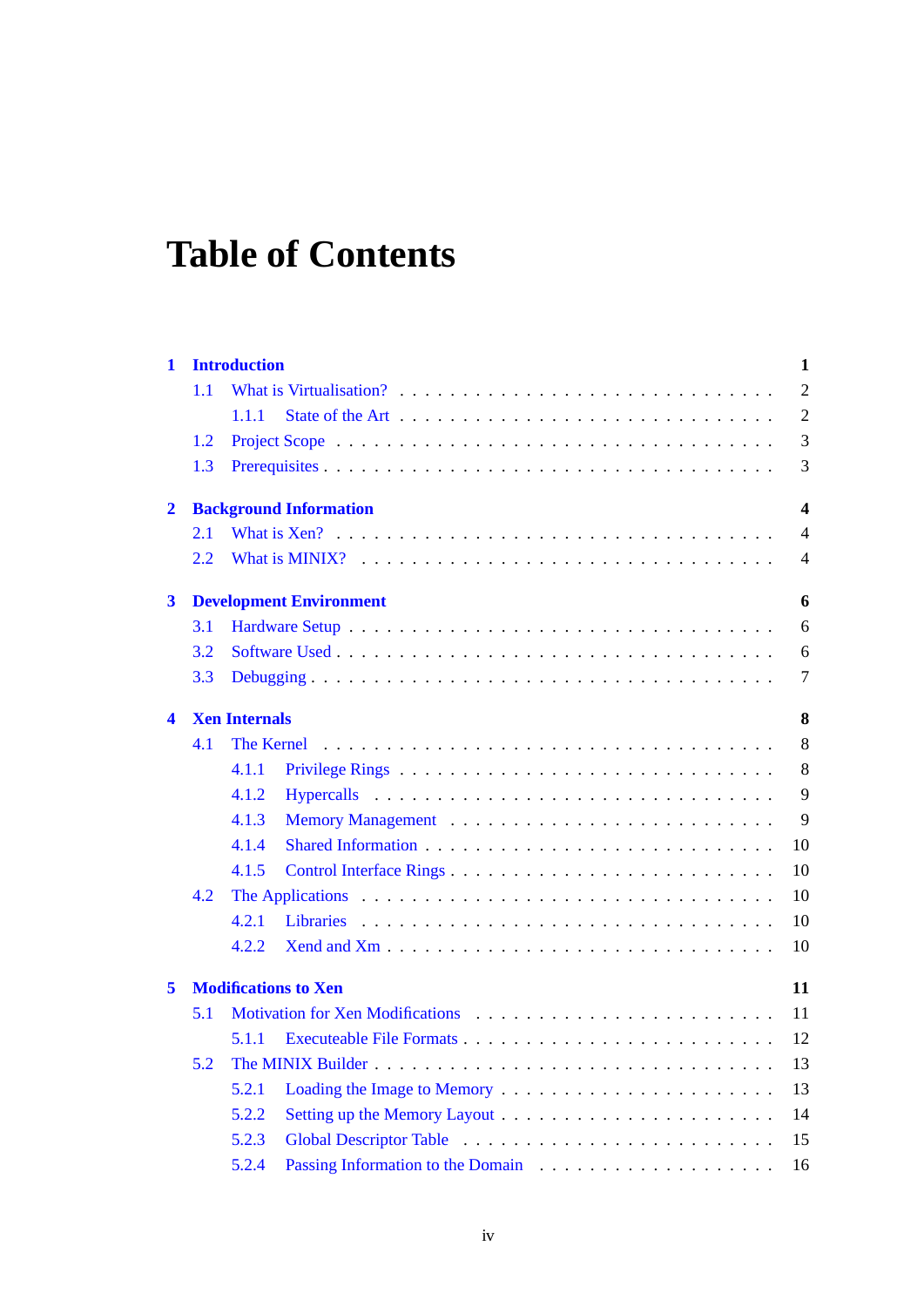# Table of Contents

**1 Introduction** **1**

- 1.1 What is Virtualisation? 2
  - 1.1.1 State of the Art 2
- 1.2 Project Scope 3
- 1.3 Prerequisites 3

**2 Background Information** **4**

- 2.1 What is Xen? 4
- 2.2 What is MINIX? 4

**3 Development Environment** **6**

- 3.1 Hardware Setup 6
- 3.2 Software Used 6
- 3.3 Debugging 7

**4 Xen Internals** **8**

- 4.1 The Kernel 8
  - 4.1.1 Privilege Rings 8
  - 4.1.2 Hypercalls 9
  - 4.1.3 Memory Management 9
  - 4.1.4 Shared Information 10
  - 4.1.5 Control Interface Rings 10
- 4.2 The Applications 10
  - 4.2.1 Libraries 10
  - 4.2.2 Xend and Xm 10

**5 Modifications to Xen** **11**

- 5.1 Motivation for Xen Modifications 11
  - 5.1.1 Executeable File Formats 12
- 5.2 The MINIX Builder 13
  - 5.2.1 Loading the Image to Memory 13
  - 5.2.2 Setting up the Memory Layout 14
  - 5.2.3 Global Descriptor Table 15
  - 5.2.4 Passing Information to the Domain 16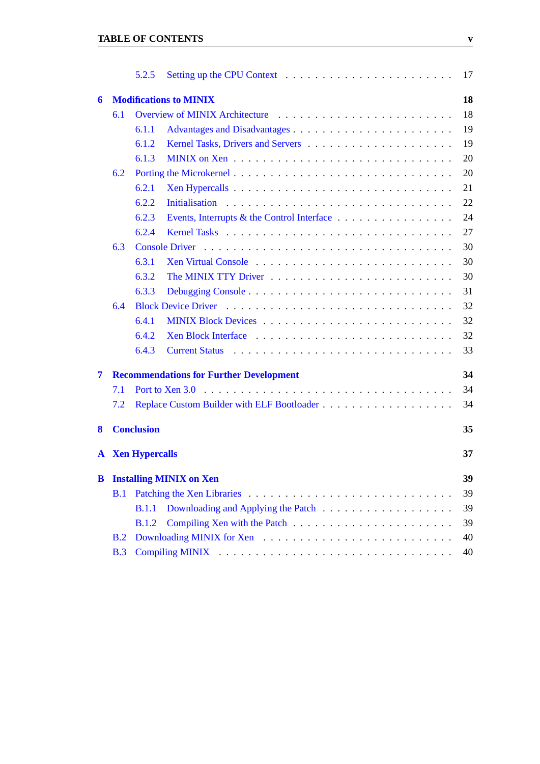- 5.2.5 Setting up the CPU Context . . . . . . . . . . . . . . . . . . . . . . 17

**6 Modifications to MINIX** **18**

- 6.1 Overview of MINIX Architecture . . . . . . . . . . . . . . . . . . . . . . 18
  - 6.1.1 Advantages and Disadvantages . . . . . . . . . . . . . . . . . . . . . . 19
  - 6.1.2 Kernel Tasks, Drivers and Servers . . . . . . . . . . . . . . . . . . . . 19
  - 6.1.3 MINIX on Xen . . . . . . . . . . . . . . . . . . . . . . . . . . . . . . 20
- 6.2 Porting the Microkernel . . . . . . . . . . . . . . . . . . . . . . . . . . 20
  - 6.2.1 Xen Hypercalls . . . . . . . . . . . . . . . . . . . . . . . . . . . . . 21
  - 6.2.2 Initialisation . . . . . . . . . . . . . . . . . . . . . . . . . . . . . 22
  - 6.2.3 Events, Interrupts & the Control Interface . . . . . . . . . . . . . . 24
  - 6.2.4 Kernel Tasks . . . . . . . . . . . . . . . . . . . . . . . . . . . . . 27
- 6.3 Console Driver . . . . . . . . . . . . . . . . . . . . . . . . . . . . . . 30
  - 6.3.1 Xen Virtual Console . . . . . . . . . . . . . . . . . . . . . . . . . . 30
  - 6.3.2 The MINIX TTY Driver . . . . . . . . . . . . . . . . . . . . . . . . . 30
  - 6.3.3 Debugging Console . . . . . . . . . . . . . . . . . . . . . . . . . . . 31
- 6.4 Block Device Driver . . . . . . . . . . . . . . . . . . . . . . . . . . . 32
  - 6.4.1 MINIX Block Devices . . . . . . . . . . . . . . . . . . . . . . . . . . 32
  - 6.4.2 Xen Block Interface . . . . . . . . . . . . . . . . . . . . . . . . . . 32
  - 6.4.3 Current Status . . . . . . . . . . . . . . . . . . . . . . . . . . . . 33

**7 Recommendations for Further Development** **34**

- 7.1 Port to Xen 3.0 . . . . . . . . . . . . . . . . . . . . . . . . . . . . . 34
- 7.2 Replace Custom Builder with ELF Bootloader . . . . . . . . . . . . . . . 34

**8 Conclusion** **35**

**A Xen Hypercalls** **37**

**B Installing MINIX on Xen** **39**

- B.1 Patching the Xen Libraries . . . . . . . . . . . . . . . . . . . . . . . . 39
  - B.1.1 Downloading and Applying the Patch . . . . . . . . . . . . . . . . . . 39
  - B.1.2 Compiling Xen with the Patch . . . . . . . . . . . . . . . . . . . . . 39
- B.2 Downloading MINIX for Xen . . . . . . . . . . . . . . . . . . . . . . . . 40
- B.3 Compiling MINIX . . . . . . . . . . . . . . . . . . . . . . . . . . . . . 40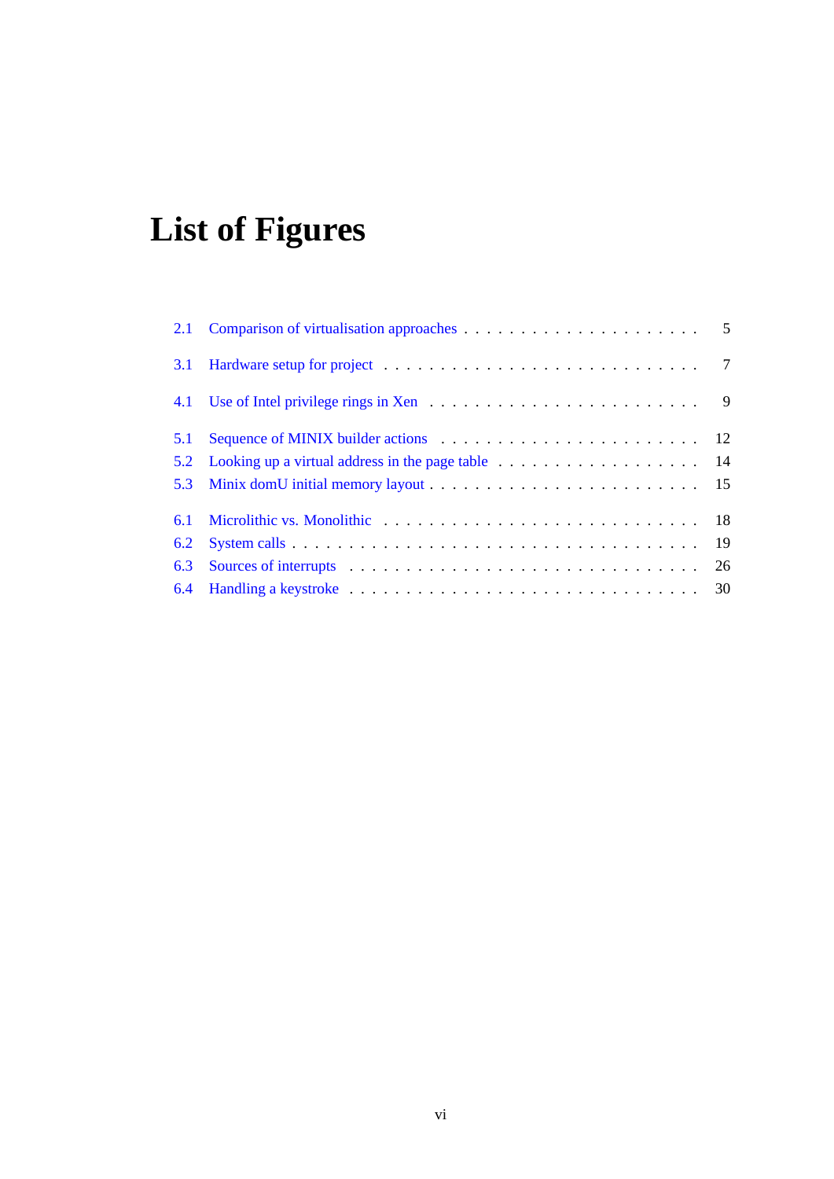# List of Figures

2.1 Comparison of virtualisation approaches . . . . . . . . . . . . . . . . . . . . . 5

3.1 Hardware setup for project . . . . . . . . . . . . . . . . . . . . . . . . . . . 7

4.1 Use of Intel privilege rings in Xen . . . . . . . . . . . . . . . . . . . . . . . 9

5.1 Sequence of MINIX builder actions . . . . . . . . . . . . . . . . . . . . . . 12
5.2 Looking up a virtual address in the page table . . . . . . . . . . . . . . . . . 14
5.3 Minix domU initial memory layout . . . . . . . . . . . . . . . . . . . . . . . 15

6.1 Microlithic vs. Monolithic . . . . . . . . . . . . . . . . . . . . . . . . . . . 18
6.2 System calls . . . . . . . . . . . . . . . . . . . . . . . . . . . . . . . . . . 19
6.3 Sources of interrupts . . . . . . . . . . . . . . . . . . . . . . . . . . . . . . 26
6.4 Handling a keystroke . . . . . . . . . . . . . . . . . . . . . . . . . . . . . . 30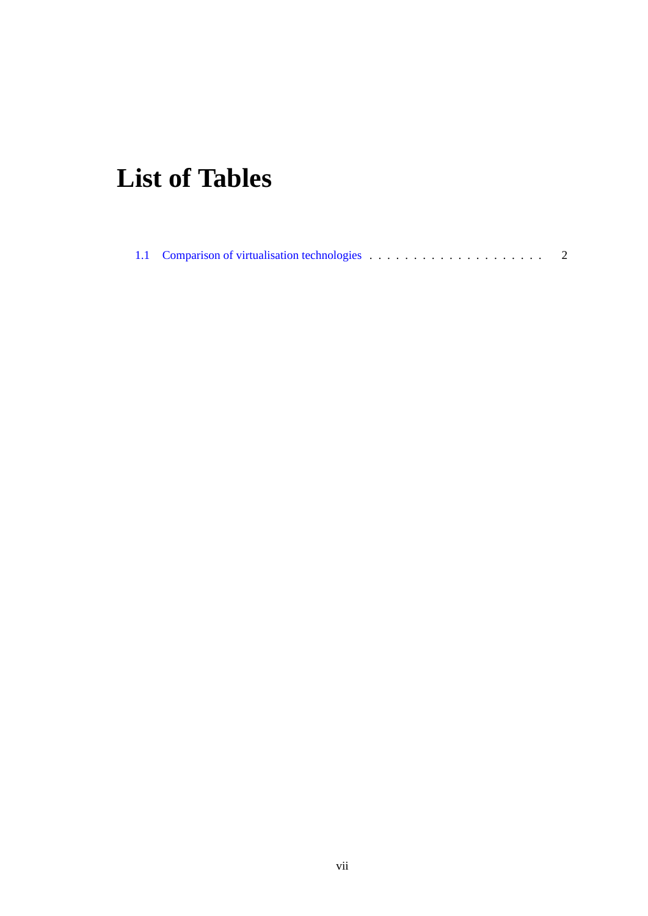# List of Tables

1.1 Comparison of virtualisation technologies . . . . . . . . . . . . . . . . . . . . . 2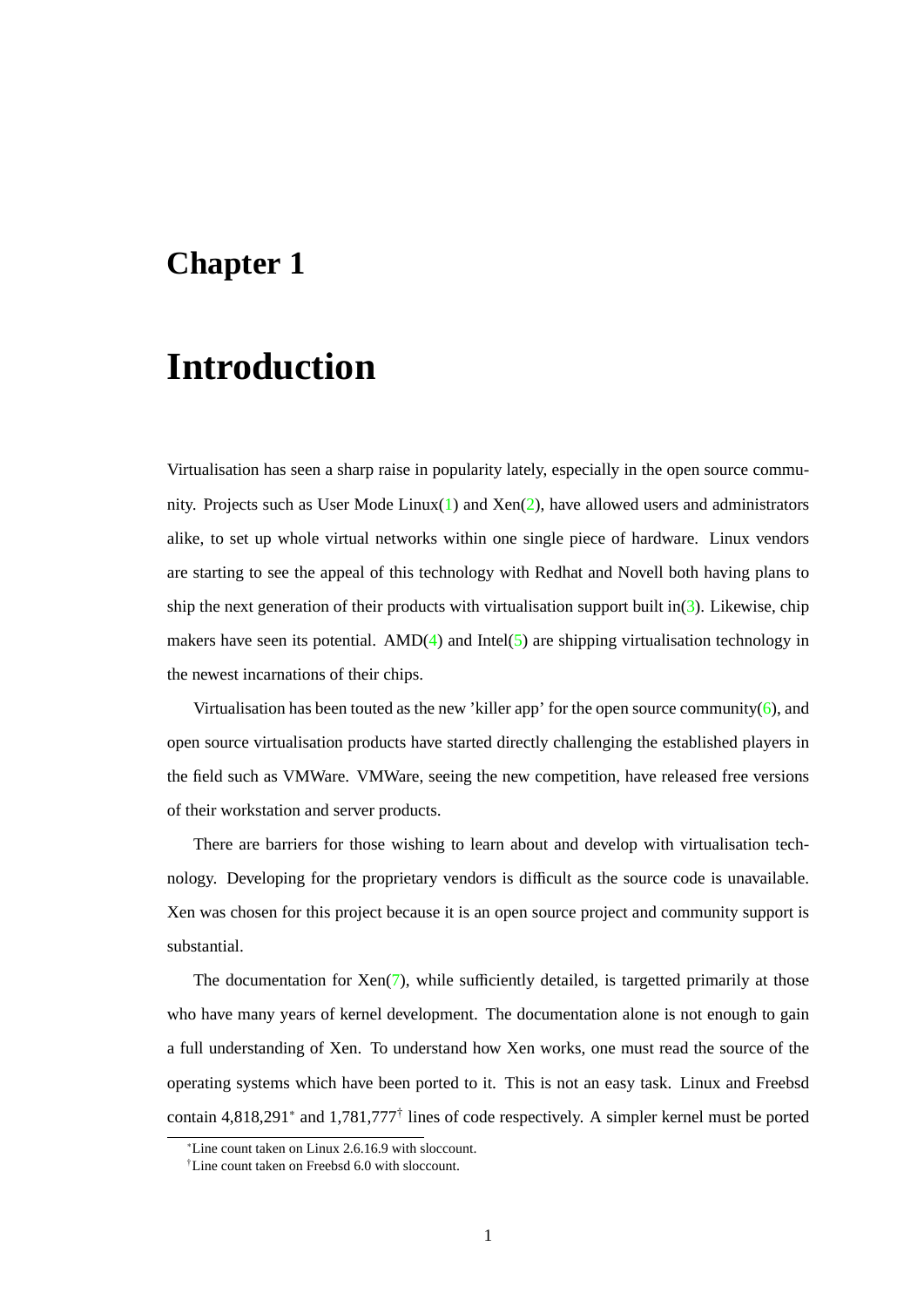# Chapter 1

# Introduction

Virtualisation has seen a sharp raise in popularity lately, especially in the open source community. Projects such as User Mode Linux(1) and Xen(2), have allowed users and administrators alike, to set up whole virtual networks within one single piece of hardware. Linux vendors are starting to see the appeal of this technology with Redhat and Novell both having plans to ship the next generation of their products with virtualisation support built in(3). Likewise, chip makers have seen its potential. AMD(4) and Intel(5) are shipping virtualisation technology in the newest incarnations of their chips.

Virtualisation has been touted as the new 'killer app' for the open source community(6), and open source virtualisation products have started directly challenging the established players in the field such as VMWare. VMWare, seeing the new competition, have released free versions of their workstation and server products.

There are barriers for those wishing to learn about and develop with virtualisation technology. Developing for the proprietary vendors is difficult as the source code is unavailable. Xen was chosen for this project because it is an open source project and community support is substantial.

The documentation for Xen(7), while sufficiently detailed, is targetted primarily at those who have many years of kernel development. The documentation alone is not enough to gain a full understanding of Xen. To understand how Xen works, one must read the source of the operating systems which have been ported to it. This is not an easy task. Linux and Freebsd contain 4,818,291[*] and 1,781,777[†] lines of code respectively. A simpler kernel must be ported

[*] Line count taken on Linux 2.6.16.9 with sloccount.

[†] Line count taken on Freebsd 6.0 with sloccount.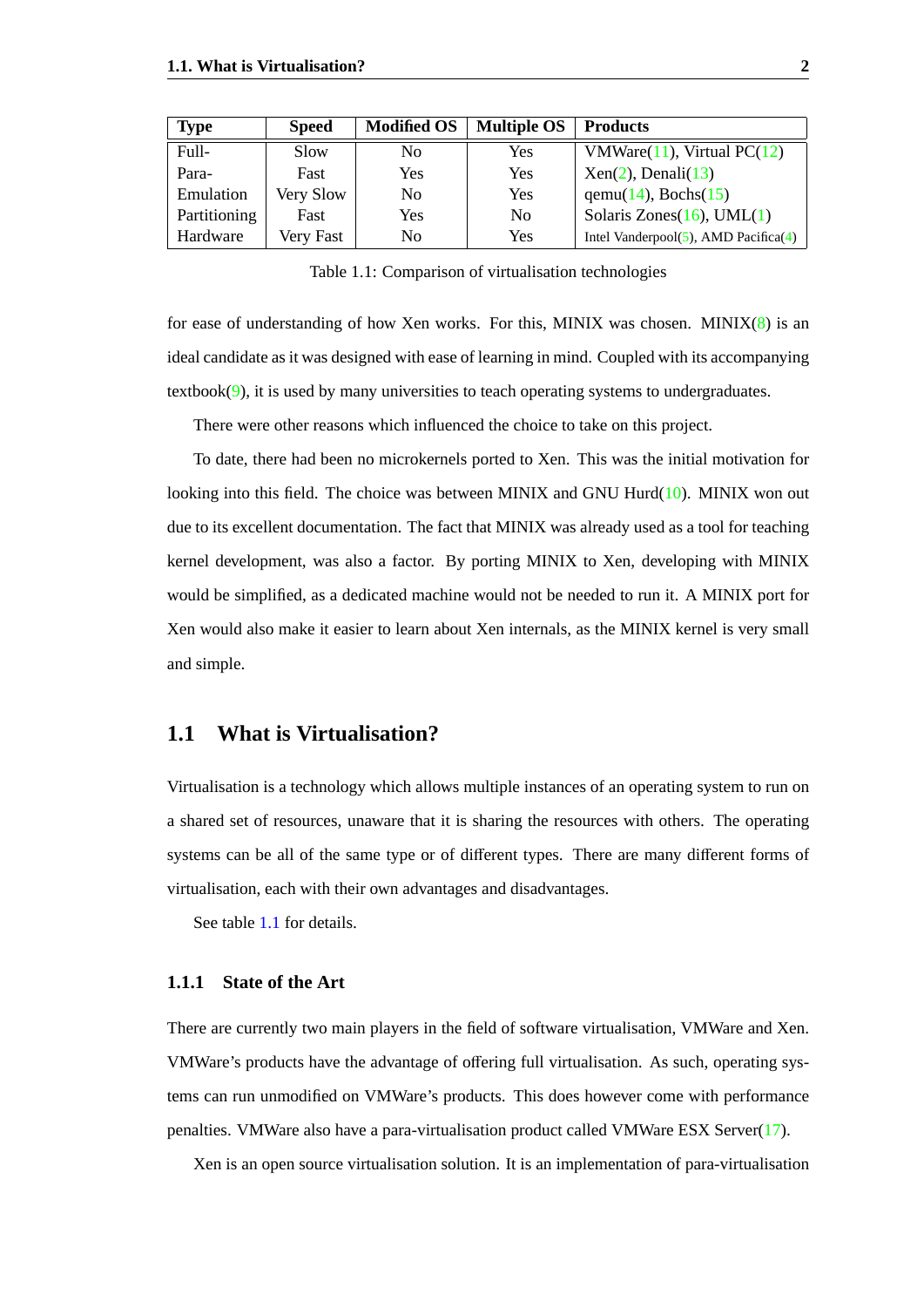| Type | Speed | Modified OS | Multiple OS | Products |
| --- | --- | --- | --- | --- |
| Full- | Slow | No | Yes | VMWare(11), Virtual PC(12) |
| Para- | Fast | Yes | Yes | Xen(2), Denali(13) |
| Emulation | Very Slow | No | Yes | qemu(14), Bochs(15) |
| Partitioning | Fast | Yes | No | Solaris Zones(16), UML(1) |
| Hardware | Very Fast | No | Yes | Intel Vanderpool(5), AMD Pacifica(4) |

Table 1.1: Comparison of virtualisation technologies

for ease of understanding of how Xen works. For this, MINIX was chosen. MINIX(8) is an ideal candidate as it was designed with ease of learning in mind. Coupled with its accompanying textbook(9), it is used by many universities to teach operating systems to undergraduates.

There were other reasons which influenced the choice to take on this project.

To date, there had been no microkernels ported to Xen. This was the initial motivation for looking into this field. The choice was between MINIX and GNU Hurd(10). MINIX won out due to its excellent documentation. The fact that MINIX was already used as a tool for teaching kernel development, was also a factor. By porting MINIX to Xen, developing with MINIX would be simplified, as a dedicated machine would not be needed to run it. A MINIX port for Xen would also make it easier to learn about Xen internals, as the MINIX kernel is very small and simple.

## 1.1 What is Virtualisation?

Virtualisation is a technology which allows multiple instances of an operating system to run on a shared set of resources, unaware that it is sharing the resources with others. The operating systems can be all of the same type or of different types. There are many different forms of virtualisation, each with their own advantages and disadvantages.

See table 1.1 for details.

### 1.1.1 State of the Art

There are currently two main players in the field of software virtualisation, VMWare and Xen. VMWare's products have the advantage of offering full virtualisation. As such, operating systems can run unmodified on VMWare's products. This does however come with performance penalties. VMWare also have a para-virtualisation product called VMWare ESX Server(17).

Xen is an open source virtualisation solution. It is an implementation of para-virtualisation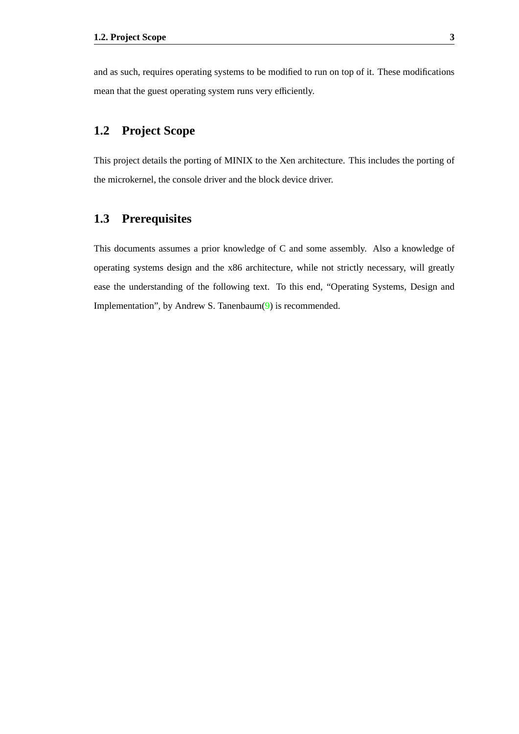and as such, requires operating systems to be modified to run on top of it. These modifications mean that the guest operating system runs very efficiently.

## 1.2 Project Scope

This project details the porting of MINIX to the Xen architecture. This includes the porting of the microkernel, the console driver and the block device driver.

## 1.3 Prerequisites

This documents assumes a prior knowledge of C and some assembly. Also a knowledge of operating systems design and the x86 architecture, while not strictly necessary, will greatly ease the understanding of the following text. To this end, "Operating Systems, Design and Implementation", by Andrew S. Tanenbaum(9) is recommended.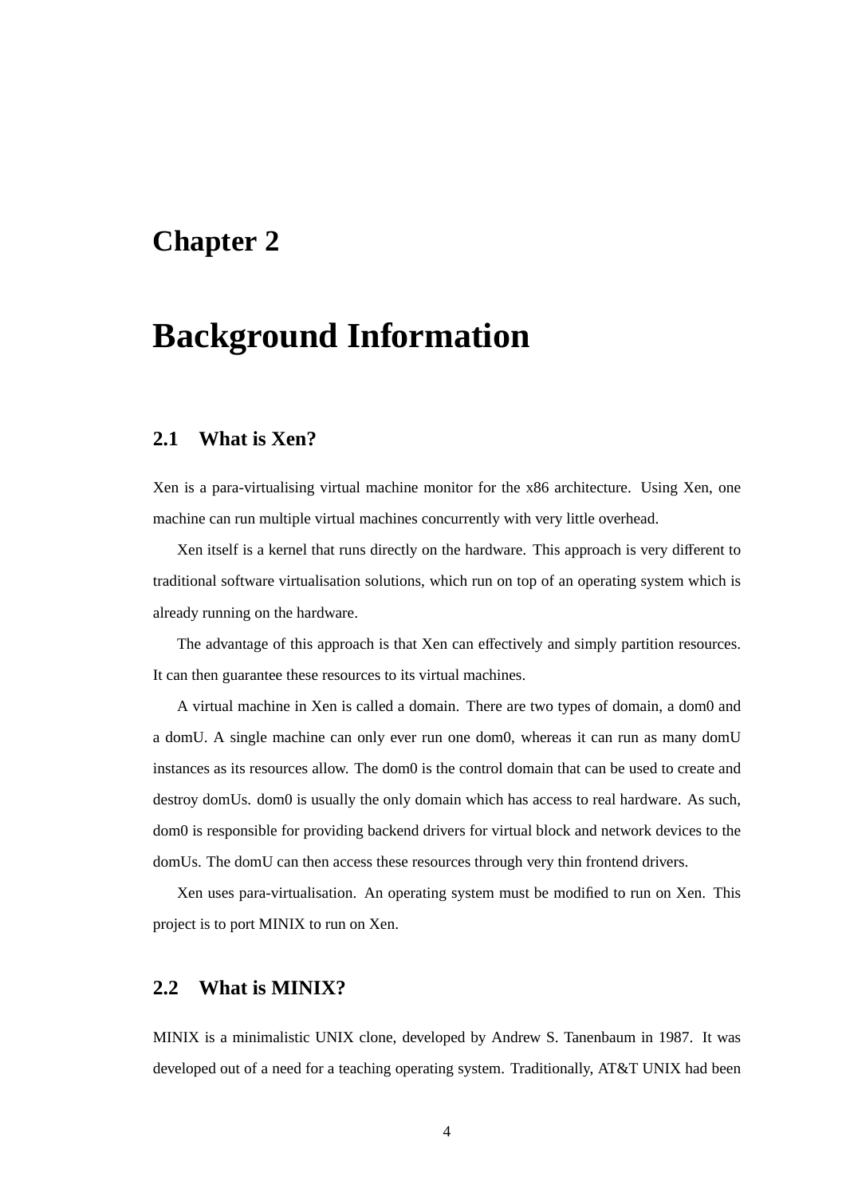# Chapter 2

# Background Information

## 2.1 What is Xen?

Xen is a para-virtualising virtual machine monitor for the x86 architecture. Using Xen, one machine can run multiple virtual machines concurrently with very little overhead.

Xen itself is a kernel that runs directly on the hardware. This approach is very different to traditional software virtualisation solutions, which run on top of an operating system which is already running on the hardware.

The advantage of this approach is that Xen can effectively and simply partition resources. It can then guarantee these resources to its virtual machines.

A virtual machine in Xen is called a domain. There are two types of domain, a dom0 and a domU. A single machine can only ever run one dom0, whereas it can run as many domU instances as its resources allow. The dom0 is the control domain that can be used to create and destroy domUs. dom0 is usually the only domain which has access to real hardware. As such, dom0 is responsible for providing backend drivers for virtual block and network devices to the domUs. The domU can then access these resources through very thin frontend drivers.

Xen uses para-virtualisation. An operating system must be modified to run on Xen. This project is to port MINIX to run on Xen.

## 2.2 What is MINIX?

MINIX is a minimalistic UNIX clone, developed by Andrew S. Tanenbaum in 1987. It was developed out of a need for a teaching operating system. Traditionally, AT&T UNIX had been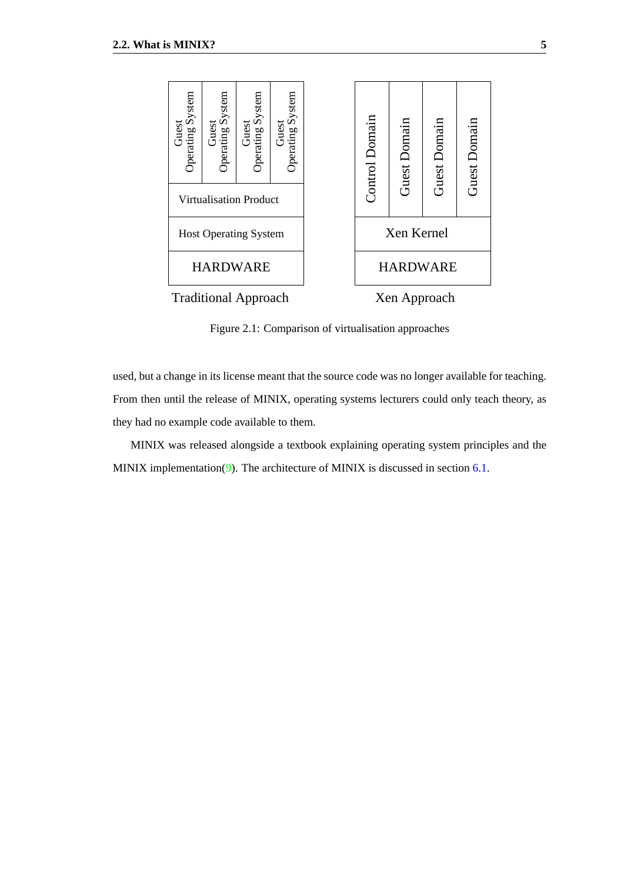| Guest Operating System | Guest Operating System | Guest Operating System | Guest Operating System |
|---|---|---|---|
| Virtualisation Product | | | |
| Host Operating System | | | |
| HARDWARE | | | |

Traditional Approach

| Control Domain | Guest Domain | Guest Domain | Guest Domain |
|---|---|---|---|
| Xen Kernel | | | |
| HARDWARE | | | |

Xen Approach

Figure 2.1: Comparison of virtualisation approaches

used, but a change in its license meant that the source code was no longer available for teaching. From then until the release of MINIX, operating systems lecturers could only teach theory, as they had no example code available to them.

MINIX was released alongside a textbook explaining operating system principles and the MINIX implementation(9). The architecture of MINIX is discussed in section 6.1.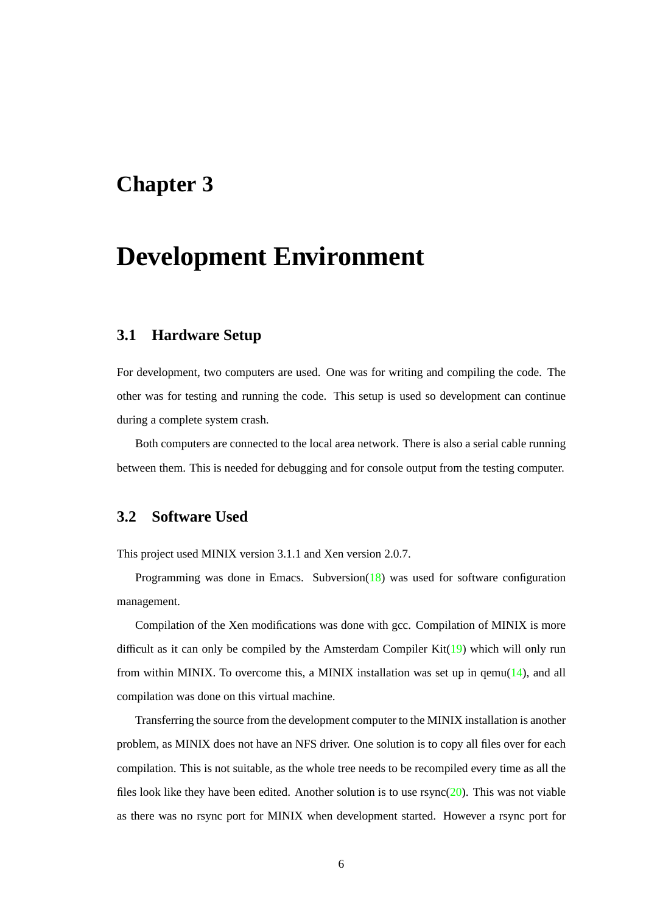# Chapter 3

# Development Environment

## 3.1 Hardware Setup

For development, two computers are used. One was for writing and compiling the code. The other was for testing and running the code. This setup is used so development can continue during a complete system crash.

Both computers are connected to the local area network. There is also a serial cable running between them. This is needed for debugging and for console output from the testing computer.

## 3.2 Software Used

This project used MINIX version 3.1.1 and Xen version 2.0.7.

Programming was done in Emacs. Subversion(18) was used for software configuration management.

Compilation of the Xen modifications was done with gcc. Compilation of MINIX is more difficult as it can only be compiled by the Amsterdam Compiler Kit(19) which will only run from within MINIX. To overcome this, a MINIX installation was set up in qemu(14), and all compilation was done on this virtual machine.

Transferring the source from the development computer to the MINIX installation is another problem, as MINIX does not have an NFS driver. One solution is to copy all files over for each compilation. This is not suitable, as the whole tree needs to be recompiled every time as all the files look like they have been edited. Another solution is to use rsync(20). This was not viable as there was no rsync port for MINIX when development started. However a rsync port for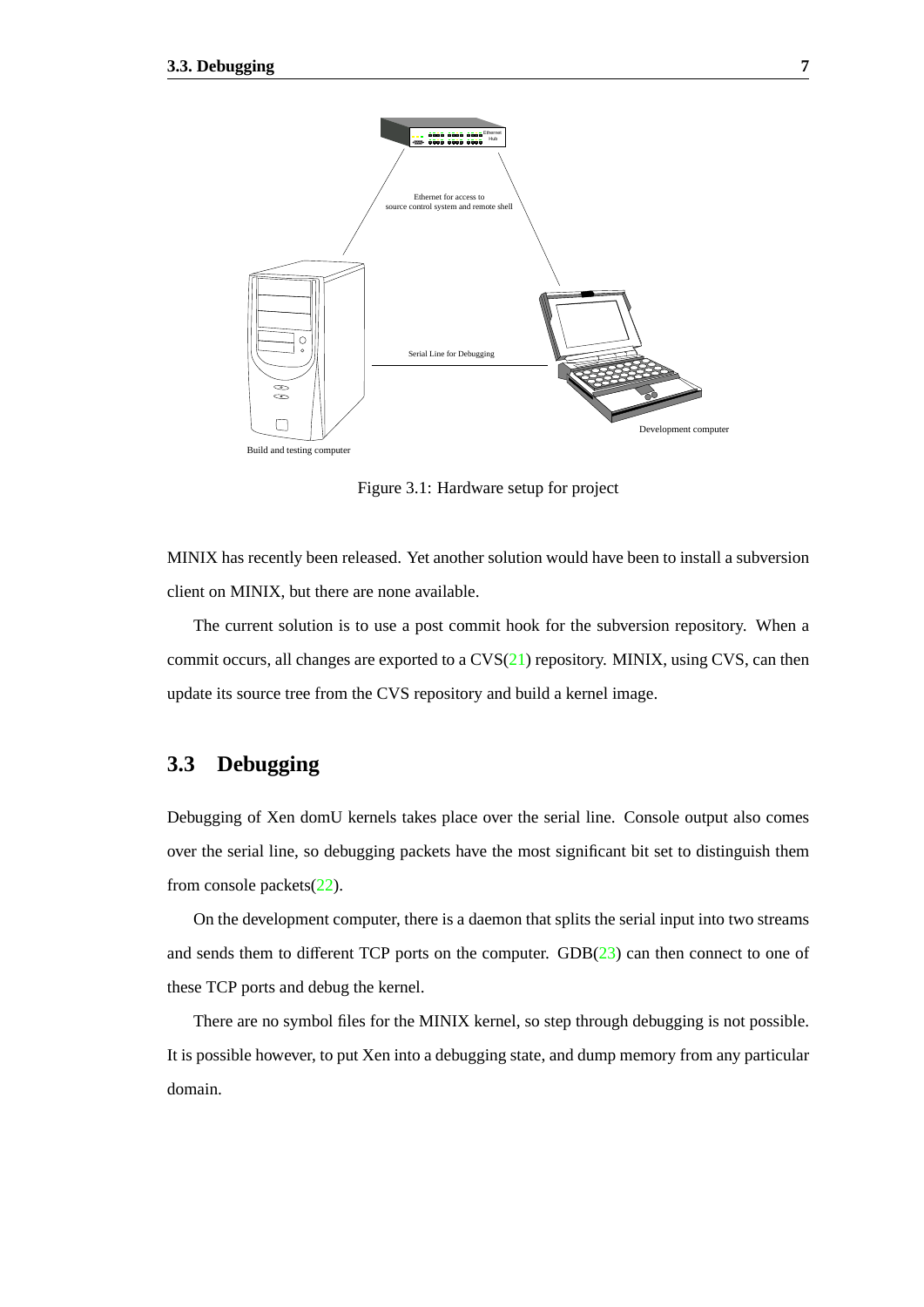Figure 3.1: Hardware setup for project

MINIX has recently been released. Yet another solution would have been to install a subversion client on MINIX, but there are none available.

The current solution is to use a post commit hook for the subversion repository. When a commit occurs, all changes are exported to a CVS(21) repository. MINIX, using CVS, can then update its source tree from the CVS repository and build a kernel image.

## 3.3 Debugging

Debugging of Xen domU kernels takes place over the serial line. Console output also comes over the serial line, so debugging packets have the most significant bit set to distinguish them from console packets(22).

On the development computer, there is a daemon that splits the serial input into two streams and sends them to different TCP ports on the computer. GDB(23) can then connect to one of these TCP ports and debug the kernel.

There are no symbol files for the MINIX kernel, so step through debugging is not possible. It is possible however, to put Xen into a debugging state, and dump memory from any particular domain.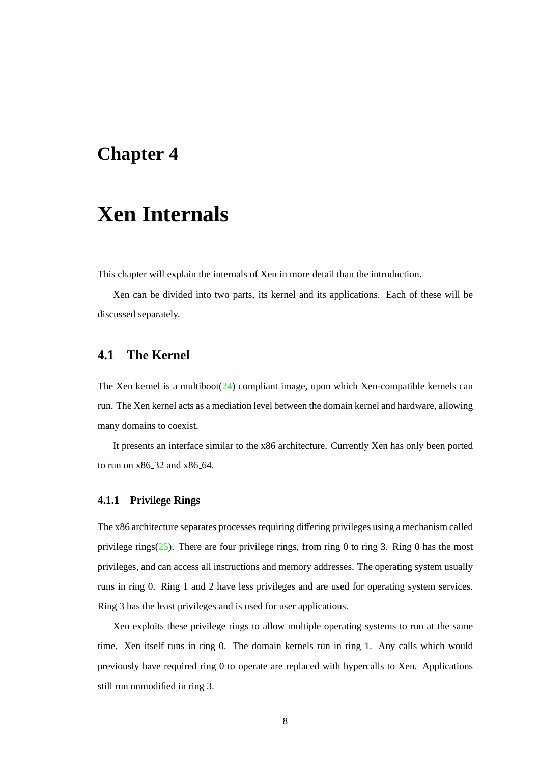# Chapter 4

# Xen Internals

This chapter will explain the internals of Xen in more detail than the introduction.

Xen can be divided into two parts, its kernel and its applications. Each of these will be discussed separately.

## 4.1 The Kernel

The Xen kernel is a multiboot(24) compliant image, upon which Xen-compatible kernels can run. The Xen kernel acts as a mediation level between the domain kernel and hardware, allowing many domains to coexist.

It presents an interface similar to the x86 architecture. Currently Xen has only been ported to run on x86_32 and x86_64.

### 4.1.1 Privilege Rings

The x86 architecture separates processes requiring differing privileges using a mechanism called privilege rings(25). There are four privilege rings, from ring 0 to ring 3. Ring 0 has the most privileges, and can access all instructions and memory addresses. The operating system usually runs in ring 0. Ring 1 and 2 have less privileges and are used for operating system services. Ring 3 has the least privileges and is used for user applications.

Xen exploits these privilege rings to allow multiple operating systems to run at the same time. Xen itself runs in ring 0. The domain kernels run in ring 1. Any calls which would previously have required ring 0 to operate are replaced with hypercalls to Xen. Applications still run unmodified in ring 3.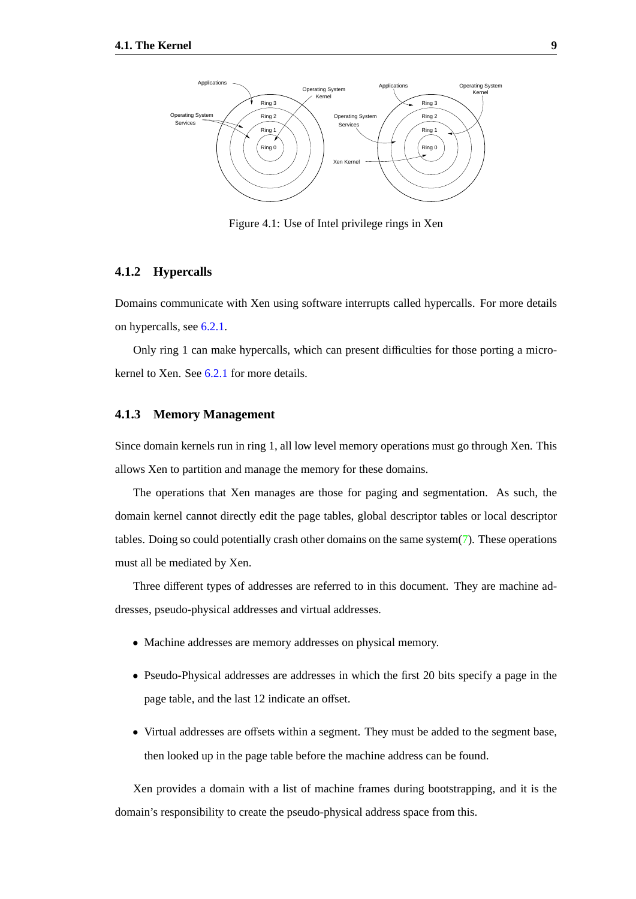Figure 4.1: Use of Intel privilege rings in Xen

### 4.1.2 Hypercalls

Domains communicate with Xen using software interrupts called hypercalls. For more details on hypercalls, see 6.2.1.

Only ring 1 can make hypercalls, which can present difficulties for those porting a micro-kernel to Xen. See 6.2.1 for more details.

### 4.1.3 Memory Management

Since domain kernels run in ring 1, all low level memory operations must go through Xen. This allows Xen to partition and manage the memory for these domains.

The operations that Xen manages are those for paging and segmentation. As such, the domain kernel cannot directly edit the page tables, global descriptor tables or local descriptor tables. Doing so could potentially crash other domains on the same system(7). These operations must all be mediated by Xen.

Three different types of addresses are referred to in this document. They are machine addresses, pseudo-physical addresses and virtual addresses.

- Machine addresses are memory addresses on physical memory.
- Pseudo-Physical addresses are addresses in which the first 20 bits specify a page in the page table, and the last 12 indicate an offset.
- Virtual addresses are offsets within a segment. They must be added to the segment base, then looked up in the page table before the machine address can be found.

Xen provides a domain with a list of machine frames during bootstrapping, and it is the domain's responsibility to create the pseudo-physical address space from this.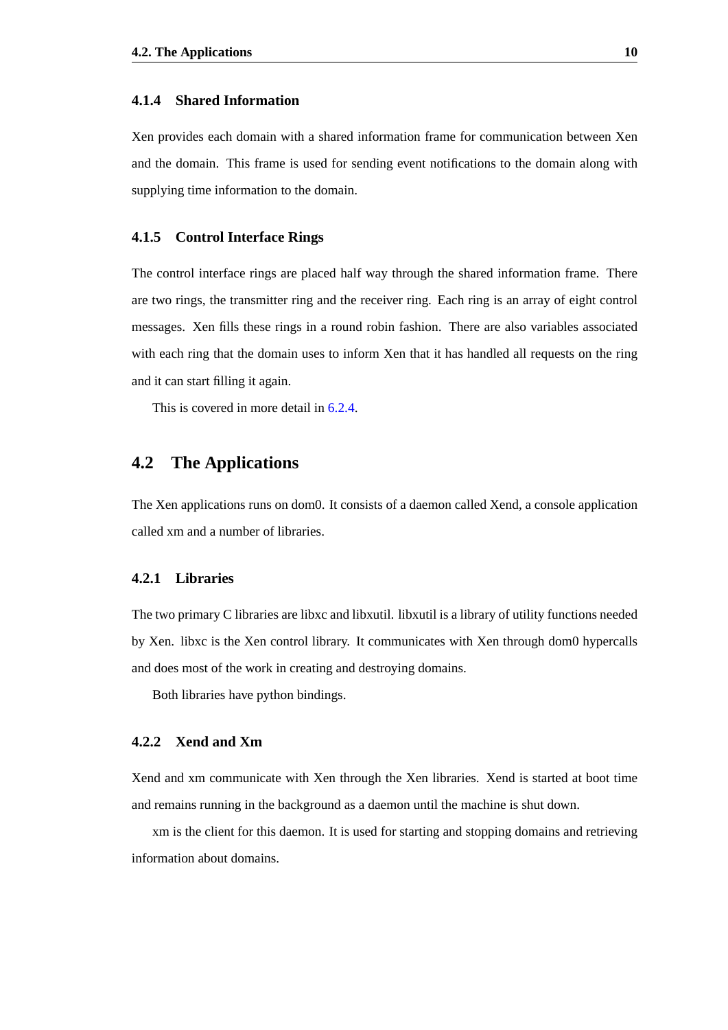### 4.1.4 Shared Information

Xen provides each domain with a shared information frame for communication between Xen and the domain. This frame is used for sending event notifications to the domain along with supplying time information to the domain.

### 4.1.5 Control Interface Rings

The control interface rings are placed half way through the shared information frame. There are two rings, the transmitter ring and the receiver ring. Each ring is an array of eight control messages. Xen fills these rings in a round robin fashion. There are also variables associated with each ring that the domain uses to inform Xen that it has handled all requests on the ring and it can start filling it again.

This is covered in more detail in 6.2.4.

## 4.2 The Applications

The Xen applications runs on dom0. It consists of a daemon called Xend, a console application called xm and a number of libraries.

### 4.2.1 Libraries

The two primary C libraries are libxc and libxutil. libxutil is a library of utility functions needed by Xen. libxc is the Xen control library. It communicates with Xen through dom0 hypercalls and does most of the work in creating and destroying domains.

Both libraries have python bindings.

### 4.2.2 Xend and Xm

Xend and xm communicate with Xen through the Xen libraries. Xend is started at boot time and remains running in the background as a daemon until the machine is shut down.

xm is the client for this daemon. It is used for starting and stopping domains and retrieving information about domains.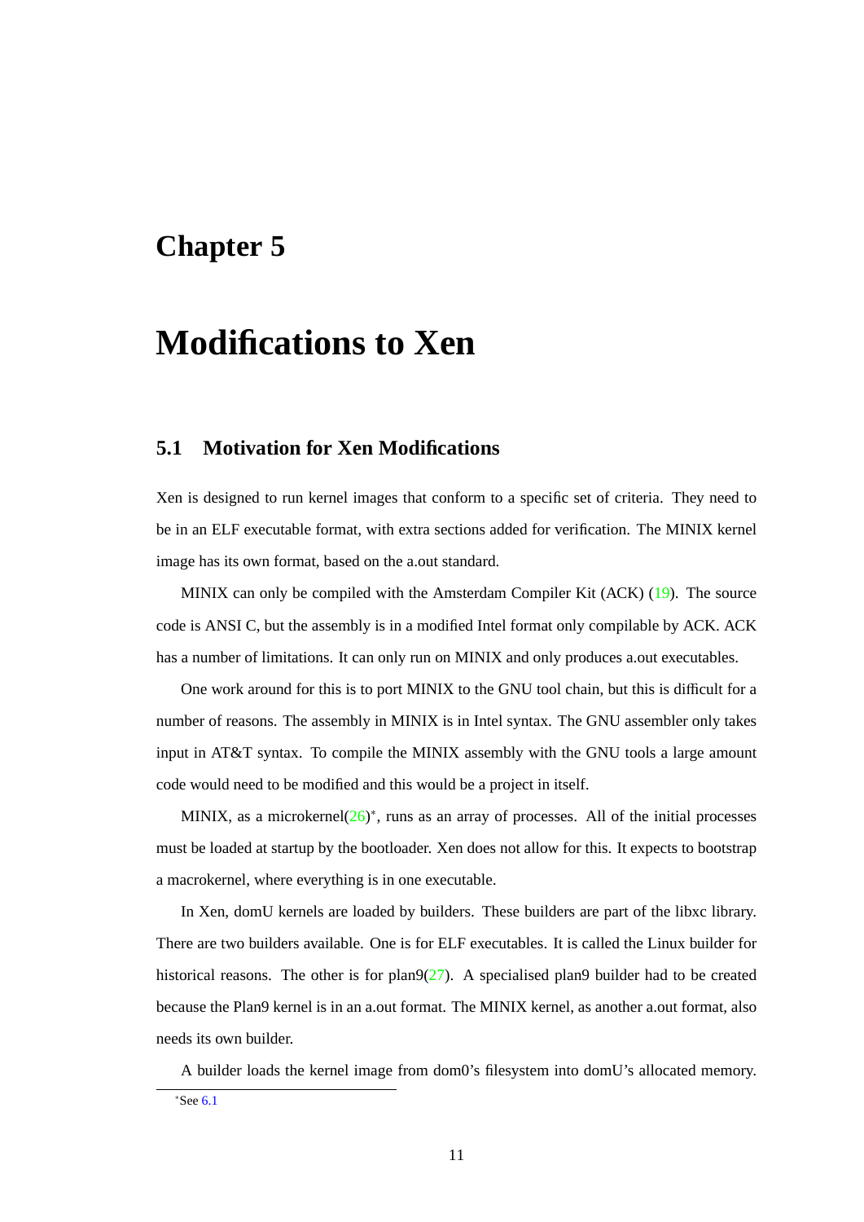# Chapter 5

# Modifications to Xen

## 5.1 Motivation for Xen Modifications

Xen is designed to run kernel images that conform to a specific set of criteria. They need to be in an ELF executable format, with extra sections added for verification. The MINIX kernel image has its own format, based on the a.out standard.

MINIX can only be compiled with the Amsterdam Compiler Kit (ACK) (19). The source code is ANSI C, but the assembly is in a modified Intel format only compilable by ACK. ACK has a number of limitations. It can only run on MINIX and only produces a.out executables.

One work around for this is to port MINIX to the GNU tool chain, but this is difficult for a number of reasons. The assembly in MINIX is in Intel syntax. The GNU assembler only takes input in AT&T syntax. To compile the MINIX assembly with the GNU tools a large amount code would need to be modified and this would be a project in itself.

MINIX, as a microkernel(26)*, runs as an array of processes. All of the initial processes must be loaded at startup by the bootloader. Xen does not allow for this. It expects to bootstrap a macrokernel, where everything is in one executable.

In Xen, domU kernels are loaded by builders. These builders are part of the libxc library. There are two builders available. One is for ELF executables. It is called the Linux builder for historical reasons. The other is for plan9(27). A specialised plan9 builder had to be created because the Plan9 kernel is in an a.out format. The MINIX kernel, as another a.out format, also needs its own builder.

A builder loads the kernel image from dom0's filesystem into domU's allocated memory.

*See 6.1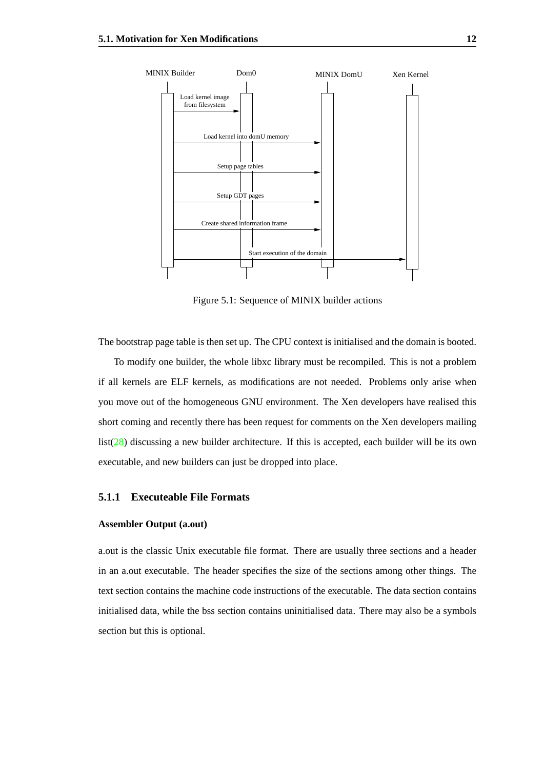Figure 5.1: Sequence of MINIX builder actions

The bootstrap page table is then set up. The CPU context is initialised and the domain is booted.

To modify one builder, the whole libxc library must be recompiled. This is not a problem if all kernels are ELF kernels, as modifications are not needed. Problems only arise when you move out of the homogeneous GNU environment. The Xen developers have realised this short coming and recently there has been request for comments on the Xen developers mailing list(28) discussing a new builder architecture. If this is accepted, each builder will be its own executable, and new builders can just be dropped into place.

### 5.1.1 Executeable File Formats

#### Assembler Output (a.out)

a.out is the classic Unix executable file format. There are usually three sections and a header in an a.out executable. The header specifies the size of the sections among other things. The text section contains the machine code instructions of the executable. The data section contains initialised data, while the bss section contains uninitialised data. There may also be a symbols section but this is optional.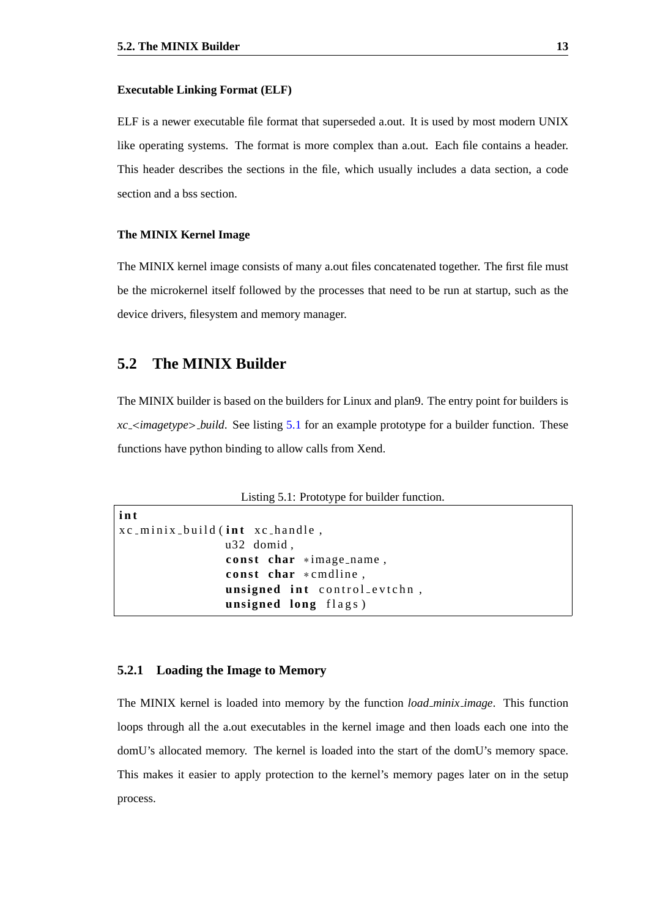#### Executable Linking Format (ELF)

ELF is a newer executable file format that superseded a.out. It is used by most modern UNIX like operating systems. The format is more complex than a.out. Each file contains a header. This header describes the sections in the file, which usually includes a data section, a code section and a bss section.

#### The MINIX Kernel Image

The MINIX kernel image consists of many a.out files concatenated together. The first file must be the microkernel itself followed by the processes that need to be run at startup, such as the device drivers, filesystem and memory manager.

## 5.2 The MINIX Builder

The MINIX builder is based on the builders for Linux and plan9. The entry point for builders is *xc_<imagetype>_build*. See listing 5.1 for an example prototype for a builder function. These functions have python binding to allow calls from Xend.

Listing 5.1: Prototype for builder function.

```
int
xc_minix_build(int xc_handle,
               u32 domid,
               const char *image_name,
               const char *cmdline,
               unsigned int control_evtchn,
               unsigned long flags)
```

### 5.2.1 Loading the Image to Memory

The MINIX kernel is loaded into memory by the function *load_minix_image*. This function loops through all the a.out executables in the kernel image and then loads each one into the domU's allocated memory. The kernel is loaded into the start of the domU's memory space. This makes it easier to apply protection to the kernel's memory pages later on in the setup process.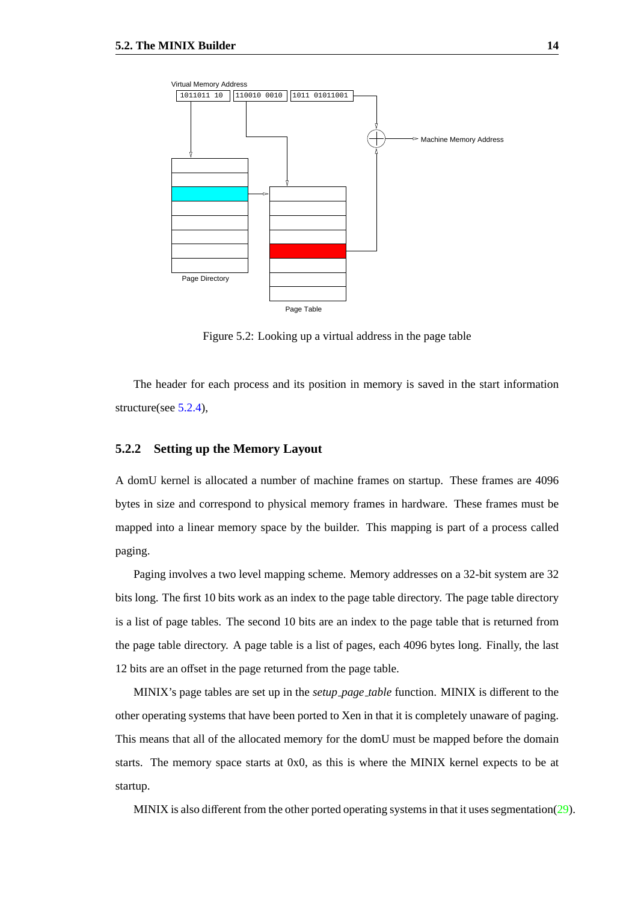Figure 5.2: Looking up a virtual address in the page table

The header for each process and its position in memory is saved in the start information structure(see 5.2.4),

### 5.2.2 Setting up the Memory Layout

A domU kernel is allocated a number of machine frames on startup. These frames are 4096 bytes in size and correspond to physical memory frames in hardware. These frames must be mapped into a linear memory space by the builder. This mapping is part of a process called paging.

Paging involves a two level mapping scheme. Memory addresses on a 32-bit system are 32 bits long. The first 10 bits work as an index to the page table directory. The page table directory is a list of page tables. The second 10 bits are an index to the page table that is returned from the page table directory. A page table is a list of pages, each 4096 bytes long. Finally, the last 12 bits are an offset in the page returned from the page table.

MINIX's page tables are set up in the *setup_page_table* function. MINIX is different to the other operating systems that have been ported to Xen in that it is completely unaware of paging. This means that all of the allocated memory for the domU must be mapped before the domain starts. The memory space starts at 0x0, as this is where the MINIX kernel expects to be at startup.

MINIX is also different from the other ported operating systems in that it uses segmentation(29).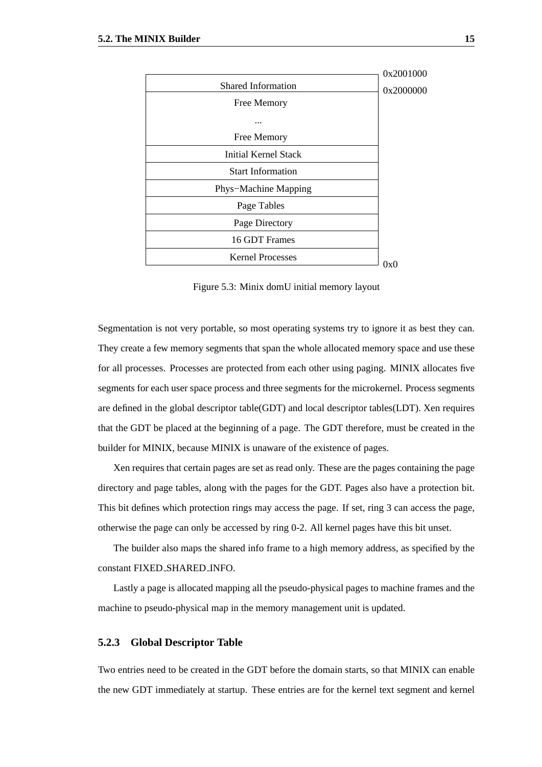| Memory Region | Address |
|---|---|
| | 0x2001000 |
| Shared Information | 0x2000000 |
| Free Memory | |
| ... | |
| Free Memory | |
| Initial Kernel Stack | |
| Start Information | |
| Phys−Machine Mapping | |
| Page Tables | |
| Page Directory | |
| 16 GDT Frames | |
| Kernel Processes | 0x0 |

Figure 5.3: Minix domU initial memory layout

Segmentation is not very portable, so most operating systems try to ignore it as best they can. They create a few memory segments that span the whole allocated memory space and use these for all processes. Processes are protected from each other using paging. MINIX allocates five segments for each user space process and three segments for the microkernel. Process segments are defined in the global descriptor table(GDT) and local descriptor tables(LDT). Xen requires that the GDT be placed at the beginning of a page. The GDT therefore, must be created in the builder for MINIX, because MINIX is unaware of the existence of pages.

Xen requires that certain pages are set as read only. These are the pages containing the page directory and page tables, along with the pages for the GDT. Pages also have a protection bit. This bit defines which protection rings may access the page. If set, ring 3 can access the page, otherwise the page can only be accessed by ring 0-2. All kernel pages have this bit unset.

The builder also maps the shared info frame to a high memory address, as specified by the constant FIXED_SHARED_INFO.

Lastly a page is allocated mapping all the pseudo-physical pages to machine frames and the machine to pseudo-physical map in the memory management unit is updated.

### 5.2.3 Global Descriptor Table

Two entries need to be created in the GDT before the domain starts, so that MINIX can enable the new GDT immediately at startup. These entries are for the kernel text segment and kernel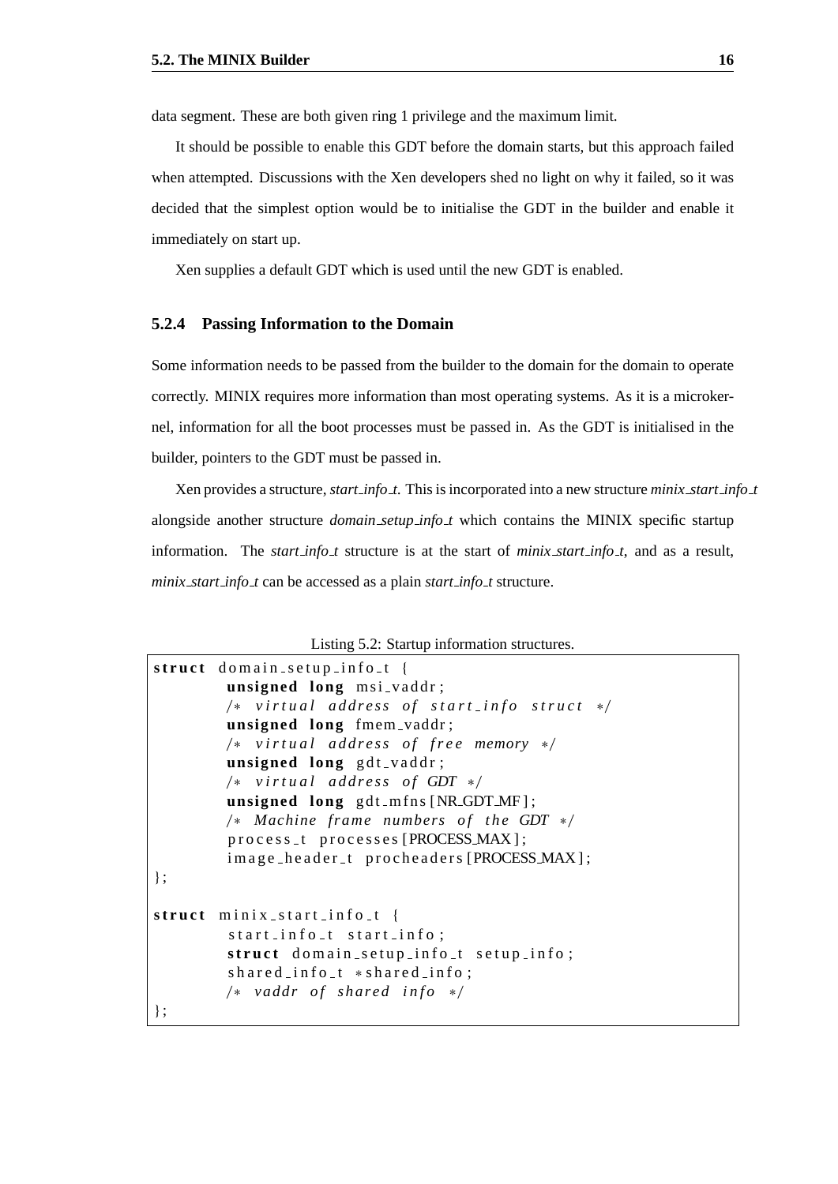data segment. These are both given ring 1 privilege and the maximum limit.

It should be possible to enable this GDT before the domain starts, but this approach failed when attempted. Discussions with the Xen developers shed no light on why it failed, so it was decided that the simplest option would be to initialise the GDT in the builder and enable it immediately on start up.

Xen supplies a default GDT which is used until the new GDT is enabled.

### 5.2.4 Passing Information to the Domain

Some information needs to be passed from the builder to the domain for the domain to operate correctly. MINIX requires more information than most operating systems. As it is a microkernel, information for all the boot processes must be passed in. As the GDT is initialised in the builder, pointers to the GDT must be passed in.

Xen provides a structure, *start_info_t*. This is incorporated into a new structure *minix_start_info_t* alongside another structure *domain_setup_info_t* which contains the MINIX specific startup information. The *start_info_t* structure is at the start of *minix_start_info_t*, and as a result, *minix_start_info_t* can be accessed as a plain *start_info_t* structure.

Listing 5.2: Startup information structures.

```
struct domain_setup_info_t {
        unsigned long msi_vaddr;
        /* virtual address of start_info struct */
        unsigned long fmem_vaddr;
        /* virtual address of free memory */
        unsigned long gdt_vaddr;
        /* virtual address of GDT */
        unsigned long gdt_mfns[NR_GDT_MF];
        /* Machine frame numbers of the GDT */
        process_t processes[PROCESS_MAX];
        image_header_t procheaders[PROCESS_MAX];
};

struct minix_start_info_t {
        start_info_t start_info;
        struct domain_setup_info_t setup_info;
        shared_info_t *shared_info;
        /* vaddr of shared info */
};
```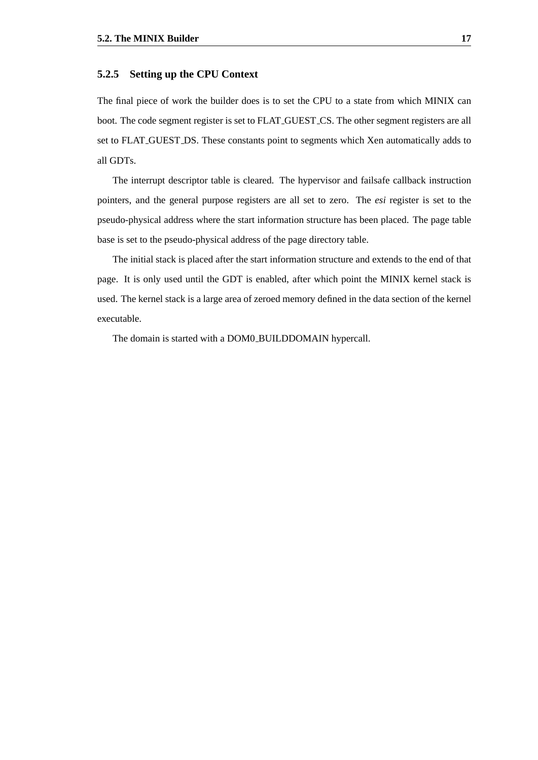### 5.2.5 Setting up the CPU Context

The final piece of work the builder does is to set the CPU to a state from which MINIX can boot. The code segment register is set to FLAT_GUEST_CS. The other segment registers are all set to FLAT_GUEST_DS. These constants point to segments which Xen automatically adds to all GDTs.

The interrupt descriptor table is cleared. The hypervisor and failsafe callback instruction pointers, and the general purpose registers are all set to zero. The *esi* register is set to the pseudo-physical address where the start information structure has been placed. The page table base is set to the pseudo-physical address of the page directory table.

The initial stack is placed after the start information structure and extends to the end of that page. It is only used until the GDT is enabled, after which point the MINIX kernel stack is used. The kernel stack is a large area of zeroed memory defined in the data section of the kernel executable.

The domain is started with a DOM0_BUILDDOMAIN hypercall.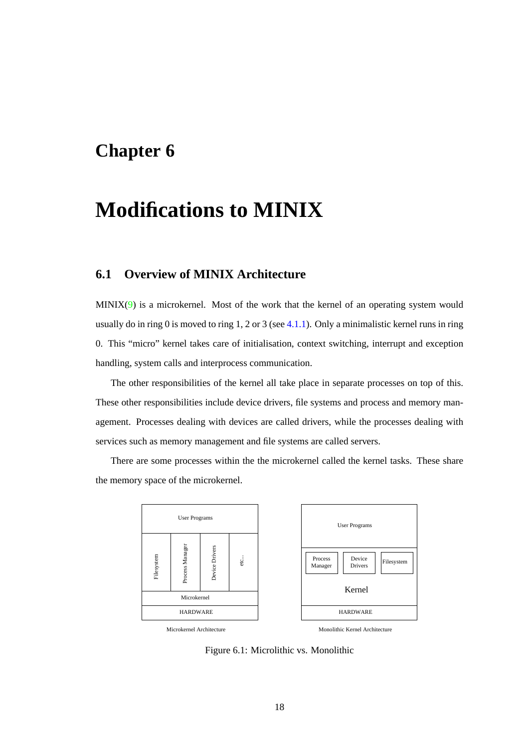# Chapter 6

# Modifications to MINIX

## 6.1 Overview of MINIX Architecture

MINIX(9) is a microkernel. Most of the work that the kernel of an operating system would usually do in ring 0 is moved to ring 1, 2 or 3 (see 4.1.1). Only a minimalistic kernel runs in ring 0. This "micro" kernel takes care of initialisation, context switching, interrupt and exception handling, system calls and interprocess communication.

The other responsibilities of the kernel all take place in separate processes on top of this. These other responsibilities include device drivers, file systems and process and memory management. Processes dealing with devices are called drivers, while the processes dealing with services such as memory management and file systems are called servers.

There are some processes within the the microkernel called the kernel tasks. These share the memory space of the microkernel.

User Programs

Filesystem | Process Manager | Device Drivers | etc...

Microkernel

HARDWARE

Microkernel Architecture

User Programs

Process Manager | Device Drivers | Filesystem

Kernel

HARDWARE

Monolithic Kernel Architecture

Figure 6.1: Microlithic vs. Monolithic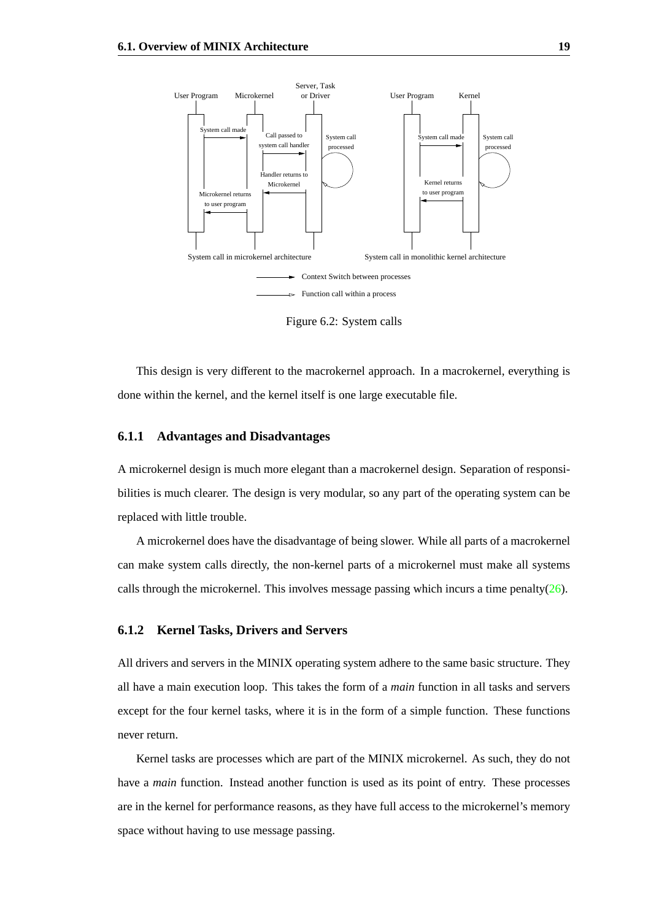Figure 6.2: System calls

This design is very different to the macrokernel approach. In a macrokernel, everything is done within the kernel, and the kernel itself is one large executable file.

### 6.1.1 Advantages and Disadvantages

A microkernel design is much more elegant than a macrokernel design. Separation of responsibilities is much clearer. The design is very modular, so any part of the operating system can be replaced with little trouble.

A microkernel does have the disadvantage of being slower. While all parts of a macrokernel can make system calls directly, the non-kernel parts of a microkernel must make all systems calls through the microkernel. This involves message passing which incurs a time penalty(26).

### 6.1.2 Kernel Tasks, Drivers and Servers

All drivers and servers in the MINIX operating system adhere to the same basic structure. They all have a main execution loop. This takes the form of a *main* function in all tasks and servers except for the four kernel tasks, where it is in the form of a simple function. These functions never return.

Kernel tasks are processes which are part of the MINIX microkernel. As such, they do not have a *main* function. Instead another function is used as its point of entry. These processes are in the kernel for performance reasons, as they have full access to the microkernel's memory space without having to use message passing.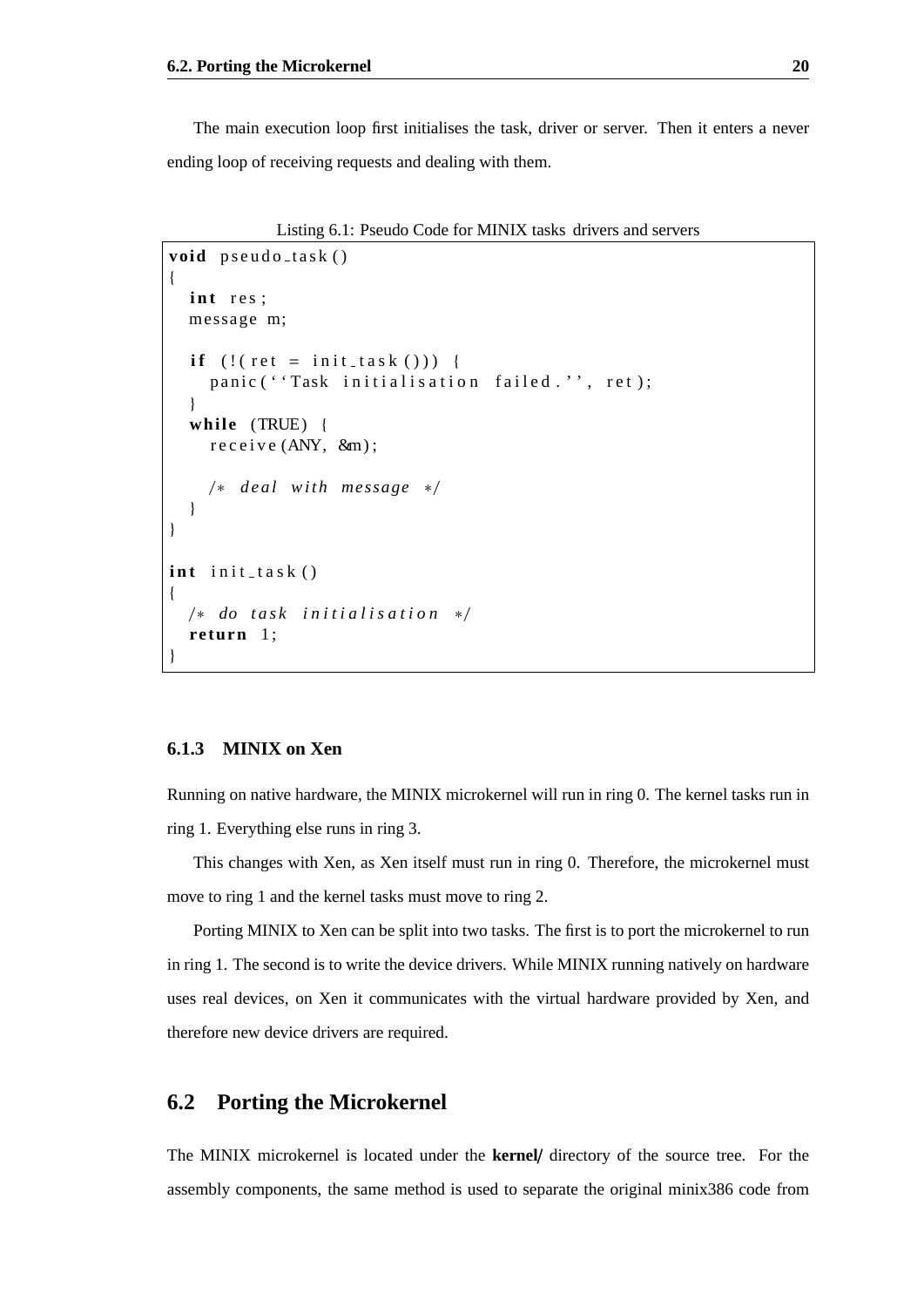The main execution loop first initialises the task, driver or server. Then it enters a never ending loop of receiving requests and dealing with them.

Listing 6.1: Pseudo Code for MINIX tasks drivers and servers

```
void pseudo_task()
{
  int res;
  message m;

  if (!(ret = init_task())) {
    panic(''Task initialisation failed.'', ret);
  }
  while (TRUE) {
    receive(ANY, &m);

    /* deal with message */
  }
}

int init_task()
{
  /* do task initialisation */
  return 1;
}
```

### 6.1.3 MINIX on Xen

Running on native hardware, the MINIX microkernel will run in ring 0. The kernel tasks run in ring 1. Everything else runs in ring 3.

This changes with Xen, as Xen itself must run in ring 0. Therefore, the microkernel must move to ring 1 and the kernel tasks must move to ring 2.

Porting MINIX to Xen can be split into two tasks. The first is to port the microkernel to run in ring 1. The second is to write the device drivers. While MINIX running natively on hardware uses real devices, on Xen it communicates with the virtual hardware provided by Xen, and therefore new device drivers are required.

## 6.2 Porting the Microkernel

The MINIX microkernel is located under the **kernel/** directory of the source tree. For the assembly components, the same method is used to separate the original minix386 code from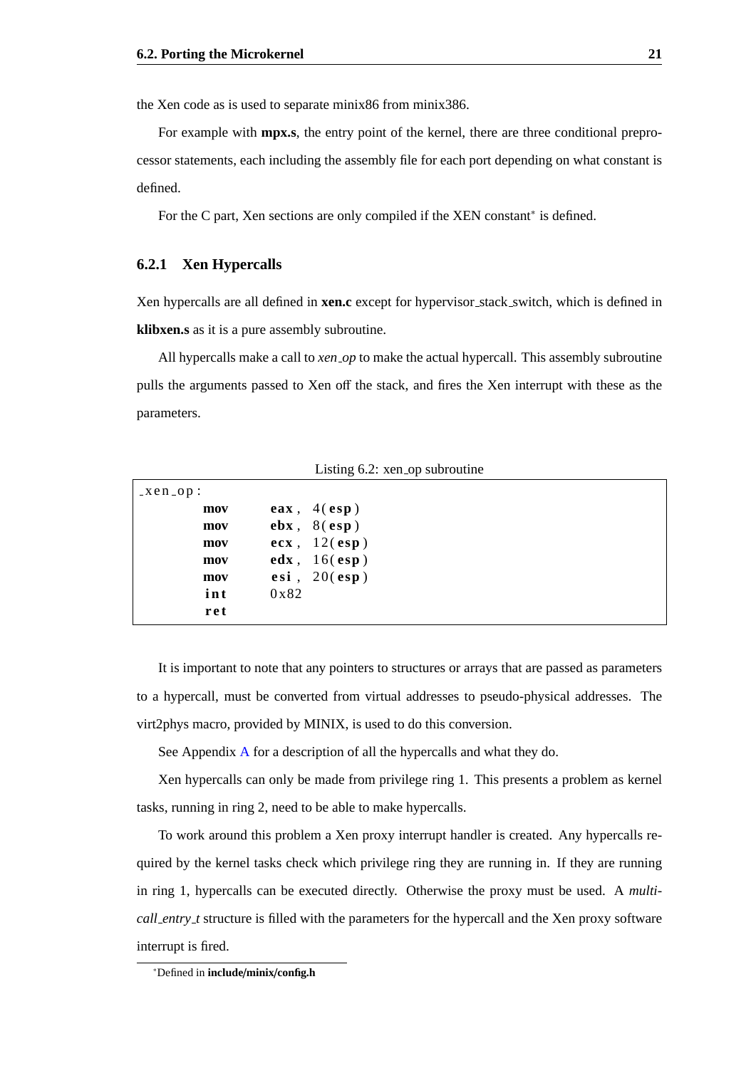the Xen code as is used to separate minix86 from minix386.

For example with **mpx.s**, the entry point of the kernel, there are three conditional preprocessor statements, each including the assembly file for each port depending on what constant is defined.

For the C part, Xen sections are only compiled if the XEN constant* is defined.

### 6.2.1 Xen Hypercalls

Xen hypercalls are all defined in **xen.c** except for hypervisor_stack_switch, which is defined in **klibxen.s** as it is a pure assembly subroutine.

All hypercalls make a call to *xen_op* to make the actual hypercall. This assembly subroutine pulls the arguments passed to Xen off the stack, and fires the Xen interrupt with these as the parameters.

Listing 6.2: xen_op subroutine

```
_xen_op:
        mov     eax, 4(esp)
        mov     ebx, 8(esp)
        mov     ecx, 12(esp)
        mov     edx, 16(esp)
        mov     esi, 20(esp)
        int     0x82
        ret
```

It is important to note that any pointers to structures or arrays that are passed as parameters to a hypercall, must be converted from virtual addresses to pseudo-physical addresses. The virt2phys macro, provided by MINIX, is used to do this conversion.

See Appendix A for a description of all the hypercalls and what they do.

Xen hypercalls can only be made from privilege ring 1. This presents a problem as kernel tasks, running in ring 2, need to be able to make hypercalls.

To work around this problem a Xen proxy interrupt handler is created. Any hypercalls required by the kernel tasks check which privilege ring they are running in. If they are running in ring 1, hypercalls can be executed directly. Otherwise the proxy must be used. A *multicall_entry_t* structure is filled with the parameters for the hypercall and the Xen proxy software interrupt is fired.

*Defined in **include/minix/config.h**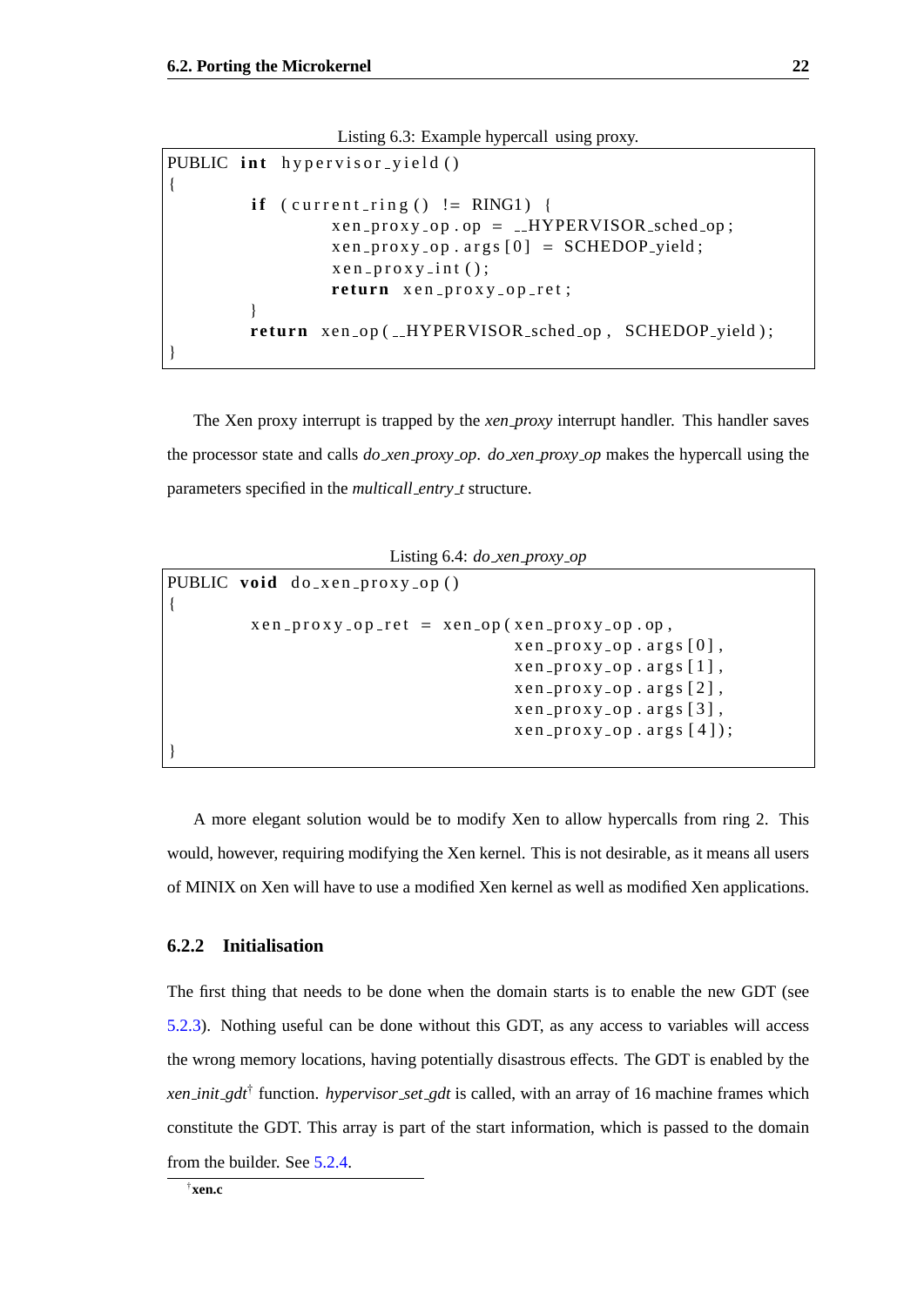Listing 6.3: Example hypercall using proxy.

```
PUBLIC int hypervisor_yield()
{
        if (current_ring() != RING1) {
                xen_proxy_op.op = __HYPERVISOR_sched_op;
                xen_proxy_op.args[0] = SCHEDOP_yield;
                xen_proxy_int();
                return xen_proxy_op_ret;
        }
        return xen_op(__HYPERVISOR_sched_op, SCHEDOP_yield);
}
```

The Xen proxy interrupt is trapped by the *xen_proxy* interrupt handler. This handler saves the processor state and calls *do_xen_proxy_op*. *do_xen_proxy_op* makes the hypercall using the parameters specified in the *multicall_entry_t* structure.

Listing 6.4: *do_xen_proxy_op*

```
PUBLIC void do_xen_proxy_op()
{
        xen_proxy_op_ret = xen_op(xen_proxy_op.op,
                                  xen_proxy_op.args[0],
                                  xen_proxy_op.args[1],
                                  xen_proxy_op.args[2],
                                  xen_proxy_op.args[3],
                                  xen_proxy_op.args[4]);
}
```

A more elegant solution would be to modify Xen to allow hypercalls from ring 2. This would, however, requiring modifying the Xen kernel. This is not desirable, as it means all users of MINIX on Xen will have to use a modified Xen kernel as well as modified Xen applications.

### 6.2.2 Initialisation

The first thing that needs to be done when the domain starts is to enable the new GDT (see 5.2.3). Nothing useful can be done without this GDT, as any access to variables will access the wrong memory locations, having potentially disastrous effects. The GDT is enabled by the *xen_init_gdt*[†] function. *hypervisor_set_gdt* is called, with an array of 16 machine frames which constitute the GDT. This array is part of the start information, which is passed to the domain from the builder. See 5.2.4.

[†] **xen.c**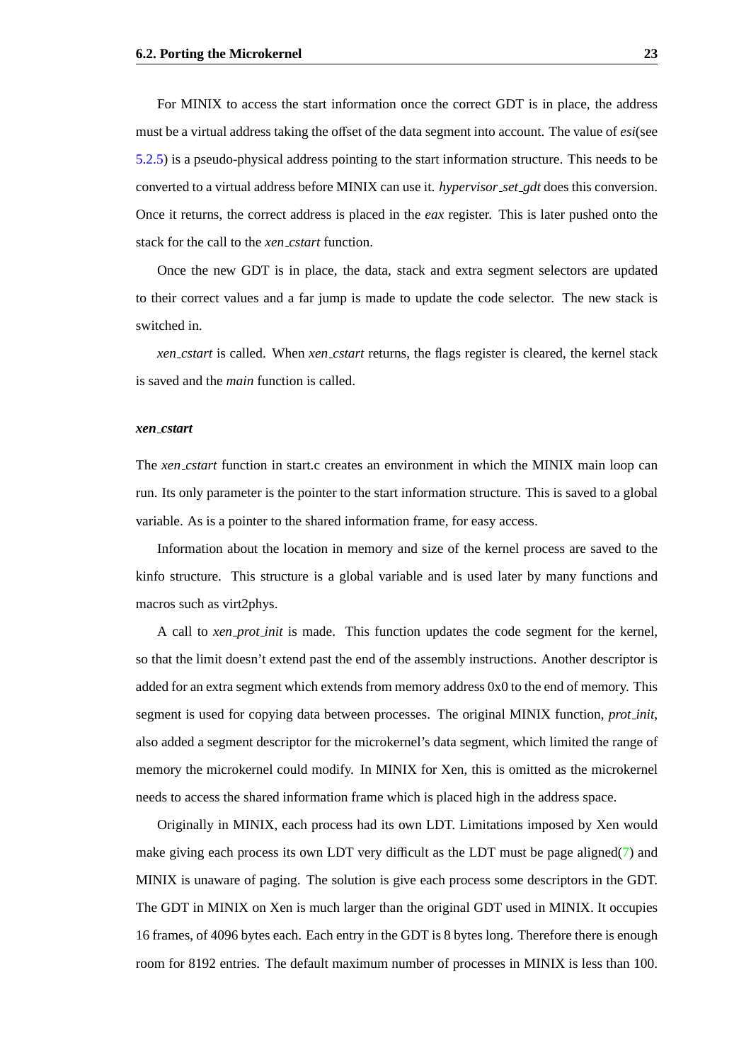For MINIX to access the start information once the correct GDT is in place, the address must be a virtual address taking the offset of the data segment into account. The value of *esi*(see 5.2.5) is a pseudo-physical address pointing to the start information structure. This needs to be converted to a virtual address before MINIX can use it. *hypervisor_set_gdt* does this conversion. Once it returns, the correct address is placed in the *eax* register. This is later pushed onto the stack for the call to the *xen_cstart* function.

Once the new GDT is in place, the data, stack and extra segment selectors are updated to their correct values and a far jump is made to update the code selector. The new stack is switched in.

*xen_cstart* is called. When *xen_cstart* returns, the flags register is cleared, the kernel stack is saved and the *main* function is called.

#### *xen_cstart*

The *xen_cstart* function in start.c creates an environment in which the MINIX main loop can run. Its only parameter is the pointer to the start information structure. This is saved to a global variable. As is a pointer to the shared information frame, for easy access.

Information about the location in memory and size of the kernel process are saved to the kinfo structure. This structure is a global variable and is used later by many functions and macros such as virt2phys.

A call to *xen_prot_init* is made. This function updates the code segment for the kernel, so that the limit doesn't extend past the end of the assembly instructions. Another descriptor is added for an extra segment which extends from memory address 0x0 to the end of memory. This segment is used for copying data between processes. The original MINIX function, *prot_init*, also added a segment descriptor for the microkernel's data segment, which limited the range of memory the microkernel could modify. In MINIX for Xen, this is omitted as the microkernel needs to access the shared information frame which is placed high in the address space.

Originally in MINIX, each process had its own LDT. Limitations imposed by Xen would make giving each process its own LDT very difficult as the LDT must be page aligned(7) and MINIX is unaware of paging. The solution is give each process some descriptors in the GDT. The GDT in MINIX on Xen is much larger than the original GDT used in MINIX. It occupies 16 frames, of 4096 bytes each. Each entry in the GDT is 8 bytes long. Therefore there is enough room for 8192 entries. The default maximum number of processes in MINIX is less than 100.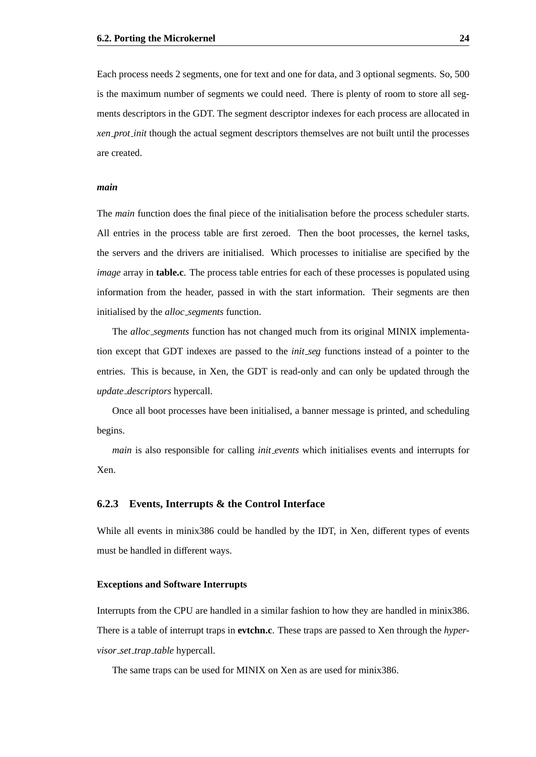Each process needs 2 segments, one for text and one for data, and 3 optional segments. So, 500 is the maximum number of segments we could need. There is plenty of room to store all segments descriptors in the GDT. The segment descriptor indexes for each process are allocated in *xen_prot_init* though the actual segment descriptors themselves are not built until the processes are created.

#### *main*

The *main* function does the final piece of the initialisation before the process scheduler starts. All entries in the process table are first zeroed. Then the boot processes, the kernel tasks, the servers and the drivers are initialised. Which processes to initialise are specified by the *image* array in **table.c**. The process table entries for each of these processes is populated using information from the header, passed in with the start information. Their segments are then initialised by the *alloc_segments* function.

The *alloc_segments* function has not changed much from its original MINIX implementation except that GDT indexes are passed to the *init_seg* functions instead of a pointer to the entries. This is because, in Xen, the GDT is read-only and can only be updated through the *update_descriptors* hypercall.

Once all boot processes have been initialised, a banner message is printed, and scheduling begins.

*main* is also responsible for calling *init_events* which initialises events and interrupts for Xen.

### 6.2.3 Events, Interrupts & the Control Interface

While all events in minix386 could be handled by the IDT, in Xen, different types of events must be handled in different ways.

#### Exceptions and Software Interrupts

Interrupts from the CPU are handled in a similar fashion to how they are handled in minix386. There is a table of interrupt traps in **evtchn.c**. These traps are passed to Xen through the *hypervisor_set_trap_table* hypercall.

The same traps can be used for MINIX on Xen as are used for minix386.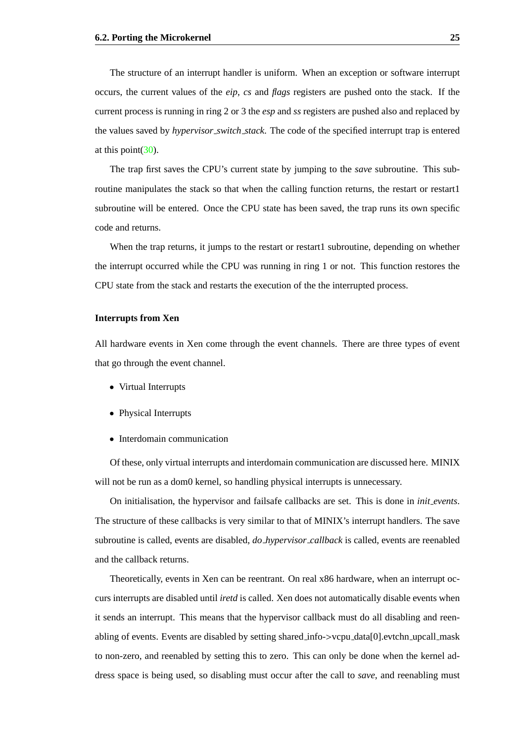The structure of an interrupt handler is uniform. When an exception or software interrupt occurs, the current values of the *eip*, *cs* and *flags* registers are pushed onto the stack. If the current process is running in ring 2 or 3 the *esp* and *ss* registers are pushed also and replaced by the values saved by *hypervisor_switch_stack*. The code of the specified interrupt trap is entered at this point(30).

The trap first saves the CPU's current state by jumping to the *save* subroutine. This subroutine manipulates the stack so that when the calling function returns, the restart or restart1 subroutine will be entered. Once the CPU state has been saved, the trap runs its own specific code and returns.

When the trap returns, it jumps to the restart or restart1 subroutine, depending on whether the interrupt occurred while the CPU was running in ring 1 or not. This function restores the CPU state from the stack and restarts the execution of the the interrupted process.

#### Interrupts from Xen

All hardware events in Xen come through the event channels. There are three types of event that go through the event channel.

- Virtual Interrupts
- Physical Interrupts
- Interdomain communication

Of these, only virtual interrupts and interdomain communication are discussed here. MINIX will not be run as a dom0 kernel, so handling physical interrupts is unnecessary.

On initialisation, the hypervisor and failsafe callbacks are set. This is done in *init_events*. The structure of these callbacks is very similar to that of MINIX's interrupt handlers. The save subroutine is called, events are disabled, *do_hypervisor_callback* is called, events are reenabled and the callback returns.

Theoretically, events in Xen can be reentrant. On real x86 hardware, when an interrupt occurs interrupts are disabled until *iretd* is called. Xen does not automatically disable events when it sends an interrupt. This means that the hypervisor callback must do all disabling and reenabling of events. Events are disabled by setting shared_info->vcpu_data[0].evtchn_upcall_mask to non-zero, and reenabled by setting this to zero. This can only be done when the kernel address space is being used, so disabling must occur after the call to *save*, and reenabling must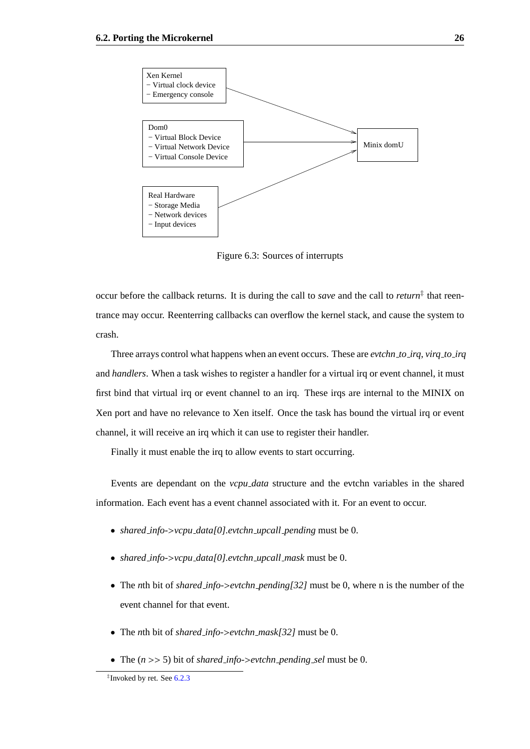Xen Kernel
− Virtual clock device
− Emergency console

Dom0
− Virtual Block Device
− Virtual Network Device
− Virtual Console Device

Real Hardware
− Storage Media
− Network devices
− Input devices

Minix domU

Figure 6.3: Sources of interrupts

occur before the callback returns. It is during the call to *save* and the call to *return*[‡] that reentrance may occur. Reenterring callbacks can overflow the kernel stack, and cause the system to crash.

Three arrays control what happens when an event occurs. These are *evtchn_to_irq*, *virq_to_irq* and *handlers*. When a task wishes to register a handler for a virtual irq or event channel, it must first bind that virtual irq or event channel to an irq. These irqs are internal to the MINIX on Xen port and have no relevance to Xen itself. Once the task has bound the virtual irq or event channel, it will receive an irq which it can use to register their handler.

Finally it must enable the irq to allow events to start occurring.

Events are dependant on the *vcpu_data* structure and the evtchn variables in the shared information. Each event has a event channel associated with it. For an event to occur.

- *shared_info->vcpu_data[0].evtchn_upcall_pending* must be 0.
- *shared_info->vcpu_data[0].evtchn_upcall_mask* must be 0.
- The *n*th bit of *shared_info->evtchn_pending[32]* must be 0, where n is the number of the event channel for that event.
- The *n*th bit of *shared_info->evtchn_mask[32]* must be 0.
- The ($n >> 5$) bit of *shared_info->evtchn_pending_sel* must be 0.

[‡]Invoked by ret. See 6.2.3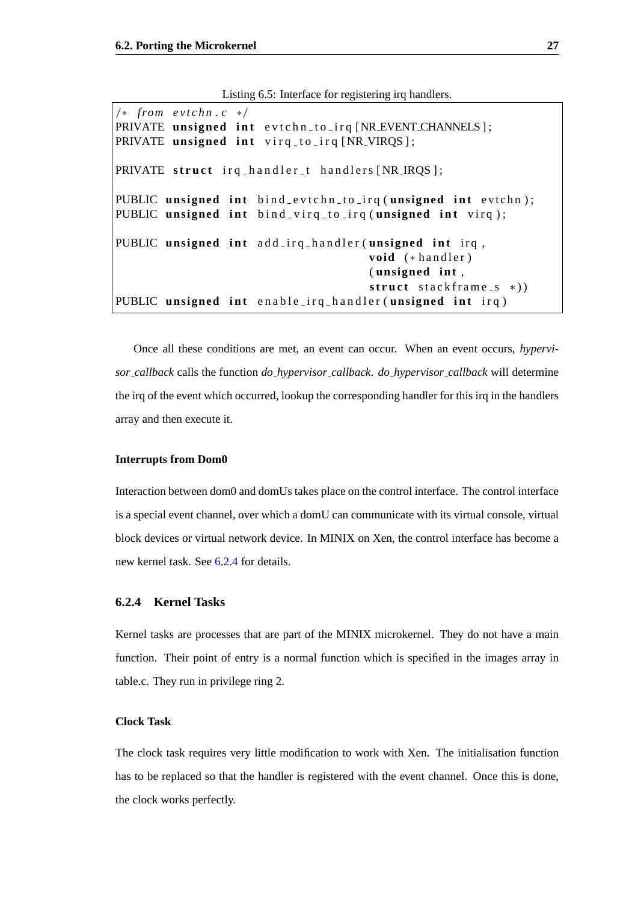Listing 6.5: Interface for registering irq handlers.

```
/* from evtchn.c */
PRIVATE unsigned int evtchn_to_irq[NR_EVENT_CHANNELS];
PRIVATE unsigned int virq_to_irq[NR_VIRQS];

PRIVATE struct irq_handler_t handlers[NR_IRQS];

PUBLIC unsigned int bind_evtchn_to_irq(unsigned int evtchn);
PUBLIC unsigned int bind_virq_to_irq(unsigned int virq);

PUBLIC unsigned int add_irq_handler(unsigned int irq,
                                    void (*handler)
                                    (unsigned int,
                                    struct stackframe_s *))
PUBLIC unsigned int enable_irq_handler(unsigned int irq)
```

Once all these conditions are met, an event can occur. When an event occurs, *hypervisor_callback* calls the function *do_hypervisor_callback*. *do_hypervisor_callback* will determine the irq of the event which occurred, lookup the corresponding handler for this irq in the handlers array and then execute it.

#### Interrupts from Dom0

Interaction between dom0 and domUs takes place on the control interface. The control interface is a special event channel, over which a domU can communicate with its virtual console, virtual block devices or virtual network device. In MINIX on Xen, the control interface has become a new kernel task. See 6.2.4 for details.

### 6.2.4 Kernel Tasks

Kernel tasks are processes that are part of the MINIX microkernel. They do not have a main function. Their point of entry is a normal function which is specified in the images array in table.c. They run in privilege ring 2.

#### Clock Task

The clock task requires very little modification to work with Xen. The initialisation function has to be replaced so that the handler is registered with the event channel. Once this is done, the clock works perfectly.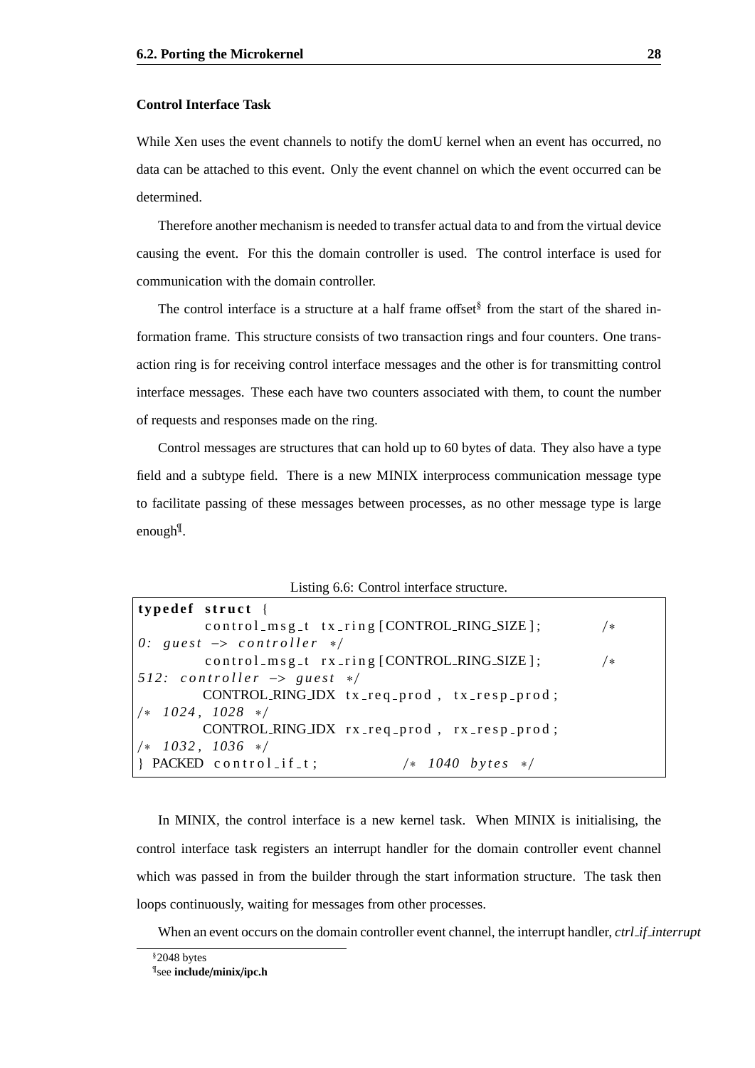### Control Interface Task

While Xen uses the event channels to notify the domU kernel when an event has occurred, no data can be attached to this event. Only the event channel on which the event occurred can be determined.

Therefore another mechanism is needed to transfer actual data to and from the virtual device causing the event. For this the domain controller is used. The control interface is used for communication with the domain controller.

The control interface is a structure at a half frame offset[§] from the start of the shared information frame. This structure consists of two transaction rings and four counters. One transaction ring is for receiving control interface messages and the other is for transmitting control interface messages. These each have two counters associated with them, to count the number of requests and responses made on the ring.

Control messages are structures that can hold up to 60 bytes of data. They also have a type field and a subtype field. There is a new MINIX interprocess communication message type to facilitate passing of these messages between processes, as no other message type is large enough[¶].

Listing 6.6: Control interface structure.

```
typedef struct {
        control_msg_t  tx_ring[CONTROL_RING_SIZE];        /*
0: guest -> controller */
        control_msg_t  rx_ring[CONTROL_RING_SIZE];        /*
512: controller -> guest */
        CONTROL_RING_IDX tx_req_prod, tx_resp_prod;
/* 1024, 1028 */
        CONTROL_RING_IDX rx_req_prod, rx_resp_prod;
/* 1032, 1036 */
} PACKED control_if_t;           /* 1040 bytes */
```

In MINIX, the control interface is a new kernel task. When MINIX is initialising, the control interface task registers an interrupt handler for the domain controller event channel which was passed in from the builder through the start information structure. The task then loops continuously, waiting for messages from other processes.

When an event occurs on the domain controller event channel, the interrupt handler, *ctrl_if_interrupt*

[§] 2048 bytes

[¶] see **include/minix/ipc.h**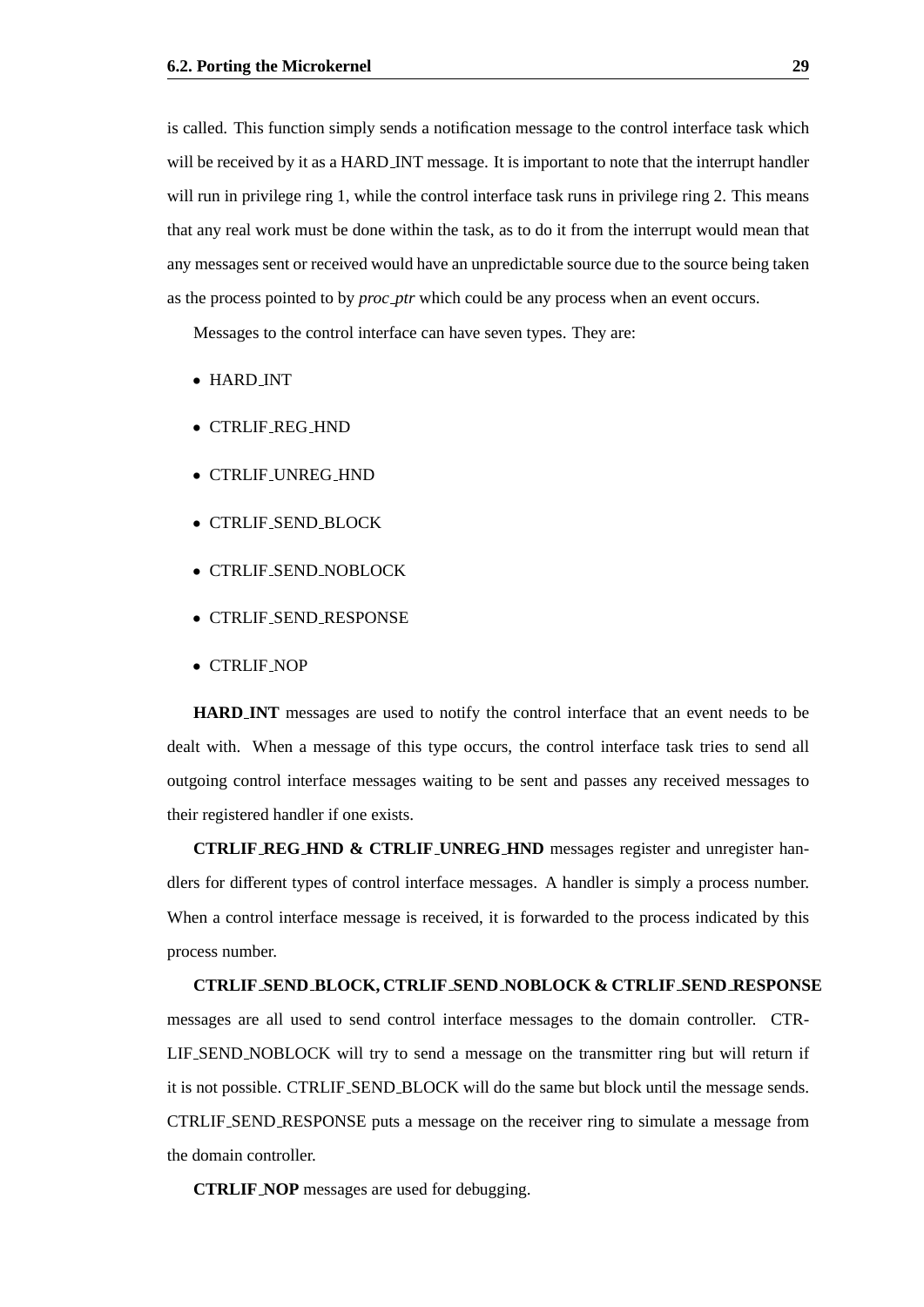is called. This function simply sends a notification message to the control interface task which will be received by it as a HARD_INT message. It is important to note that the interrupt handler will run in privilege ring 1, while the control interface task runs in privilege ring 2. This means that any real work must be done within the task, as to do it from the interrupt would mean that any messages sent or received would have an unpredictable source due to the source being taken as the process pointed to by *proc_ptr* which could be any process when an event occurs.

Messages to the control interface can have seven types. They are:

- HARD_INT
- CTRLIF_REG_HND
- CTRLIF_UNREG_HND
- CTRLIF_SEND_BLOCK
- CTRLIF_SEND_NOBLOCK
- CTRLIF_SEND_RESPONSE
- CTRLIF_NOP

**HARD_INT** messages are used to notify the control interface that an event needs to be dealt with. When a message of this type occurs, the control interface task tries to send all outgoing control interface messages waiting to be sent and passes any received messages to their registered handler if one exists.

**CTRLIF_REG_HND & CTRLIF_UNREG_HND** messages register and unregister handlers for different types of control interface messages. A handler is simply a process number. When a control interface message is received, it is forwarded to the process indicated by this process number.

**CTRLIF_SEND_BLOCK, CTRLIF_SEND_NOBLOCK & CTRLIF_SEND_RESPONSE** messages are all used to send control interface messages to the domain controller. CTRLIF_SEND_NOBLOCK will try to send a message on the transmitter ring but will return if it is not possible. CTRLIF_SEND_BLOCK will do the same but block until the message sends. CTRLIF_SEND_RESPONSE puts a message on the receiver ring to simulate a message from the domain controller.

**CTRLIF_NOP** messages are used for debugging.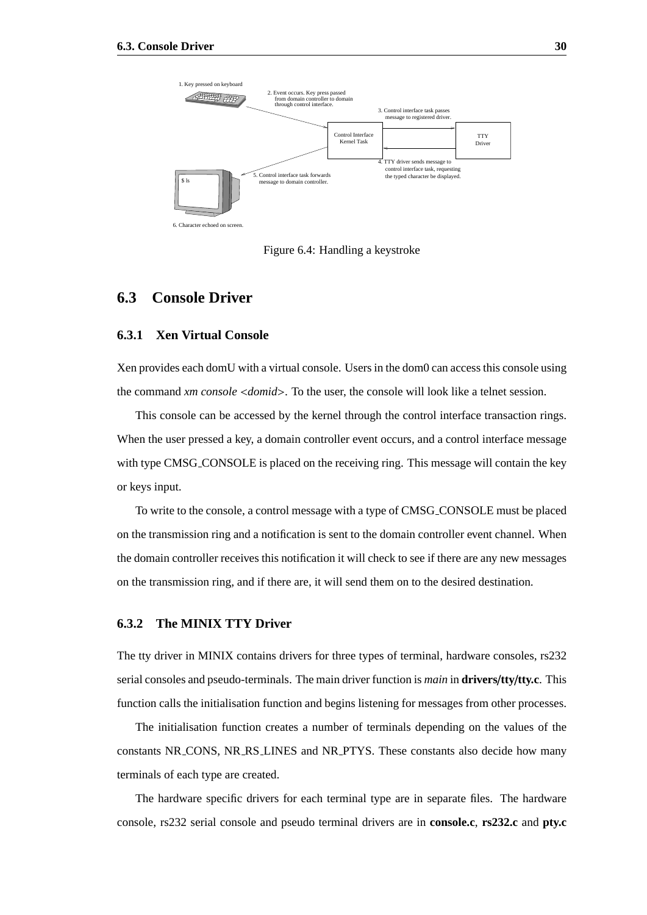Figure 6.4: Handling a keystroke

## 6.3 Console Driver

### 6.3.1 Xen Virtual Console

Xen provides each domU with a virtual console. Users in the dom0 can access this console using the command *xm console <domid>*. To the user, the console will look like a telnet session.

This console can be accessed by the kernel through the control interface transaction rings. When the user pressed a key, a domain controller event occurs, and a control interface message with type CMSG_CONSOLE is placed on the receiving ring. This message will contain the key or keys input.

To write to the console, a control message with a type of CMSG_CONSOLE must be placed on the transmission ring and a notification is sent to the domain controller event channel. When the domain controller receives this notification it will check to see if there are any new messages on the transmission ring, and if there are, it will send them on to the desired destination.

### 6.3.2 The MINIX TTY Driver

The tty driver in MINIX contains drivers for three types of terminal, hardware consoles, rs232 serial consoles and pseudo-terminals. The main driver function is *main* in **drivers/tty/tty.c**. This function calls the initialisation function and begins listening for messages from other processes.

The initialisation function creates a number of terminals depending on the values of the constants NR_CONS, NR_RS_LINES and NR_PTYS. These constants also decide how many terminals of each type are created.

The hardware specific drivers for each terminal type are in separate files. The hardware console, rs232 serial console and pseudo terminal drivers are in **console.c**, **rs232.c** and **pty.c**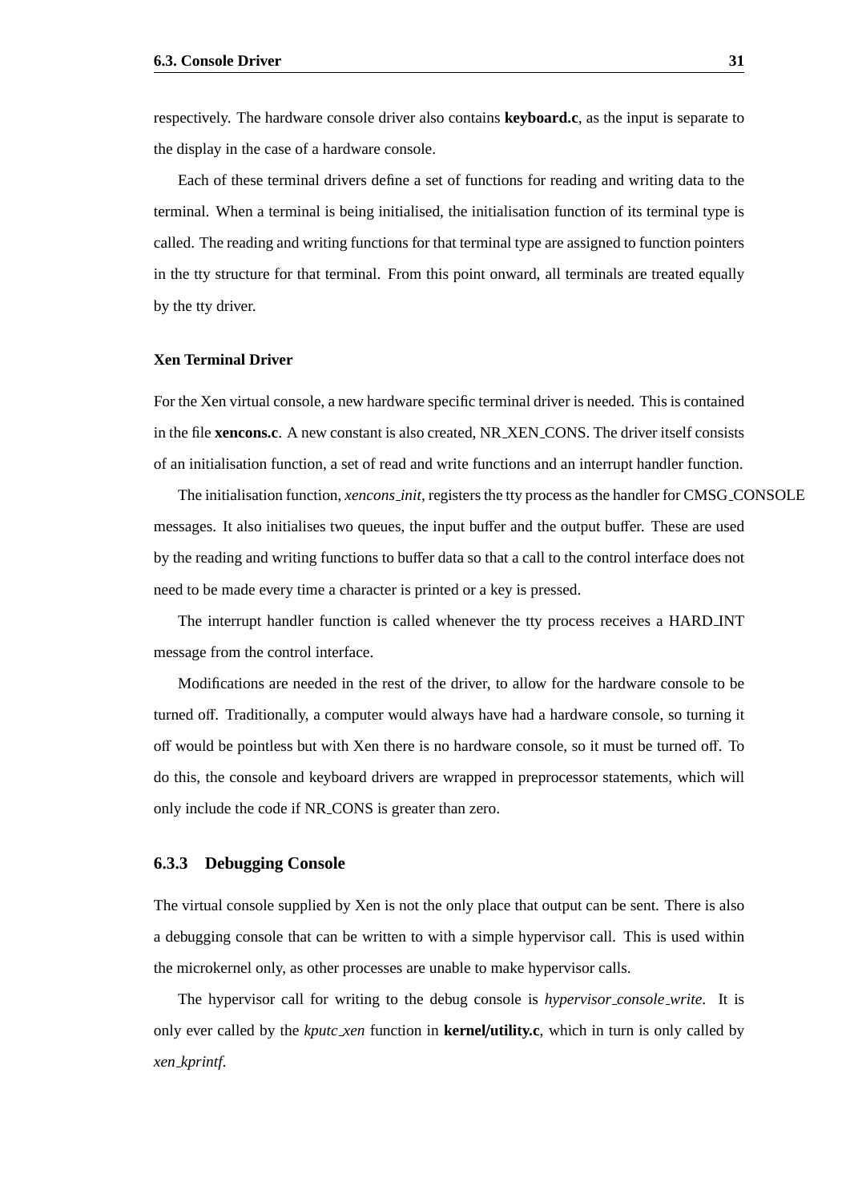respectively. The hardware console driver also contains **keyboard.c**, as the input is separate to the display in the case of a hardware console.

Each of these terminal drivers define a set of functions for reading and writing data to the terminal. When a terminal is being initialised, the initialisation function of its terminal type is called. The reading and writing functions for that terminal type are assigned to function pointers in the tty structure for that terminal. From this point onward, all terminals are treated equally by the tty driver.

#### Xen Terminal Driver

For the Xen virtual console, a new hardware specific terminal driver is needed. This is contained in the file **xencons.c**. A new constant is also created, NR_XEN_CONS. The driver itself consists of an initialisation function, a set of read and write functions and an interrupt handler function.

The initialisation function, *xencons_init*, registers the tty process as the handler for CMSG_CONSOLE messages. It also initialises two queues, the input buffer and the output buffer. These are used by the reading and writing functions to buffer data so that a call to the control interface does not need to be made every time a character is printed or a key is pressed.

The interrupt handler function is called whenever the tty process receives a HARD_INT message from the control interface.

Modifications are needed in the rest of the driver, to allow for the hardware console to be turned off. Traditionally, a computer would always have had a hardware console, so turning it off would be pointless but with Xen there is no hardware console, so it must be turned off. To do this, the console and keyboard drivers are wrapped in preprocessor statements, which will only include the code if NR_CONS is greater than zero.

### 6.3.3 Debugging Console

The virtual console supplied by Xen is not the only place that output can be sent. There is also a debugging console that can be written to with a simple hypervisor call. This is used within the microkernel only, as other processes are unable to make hypervisor calls.

The hypervisor call for writing to the debug console is *hypervisor_console_write*. It is only ever called by the *kputc_xen* function in **kernel/utility.c**, which in turn is only called by *xen_kprintf*.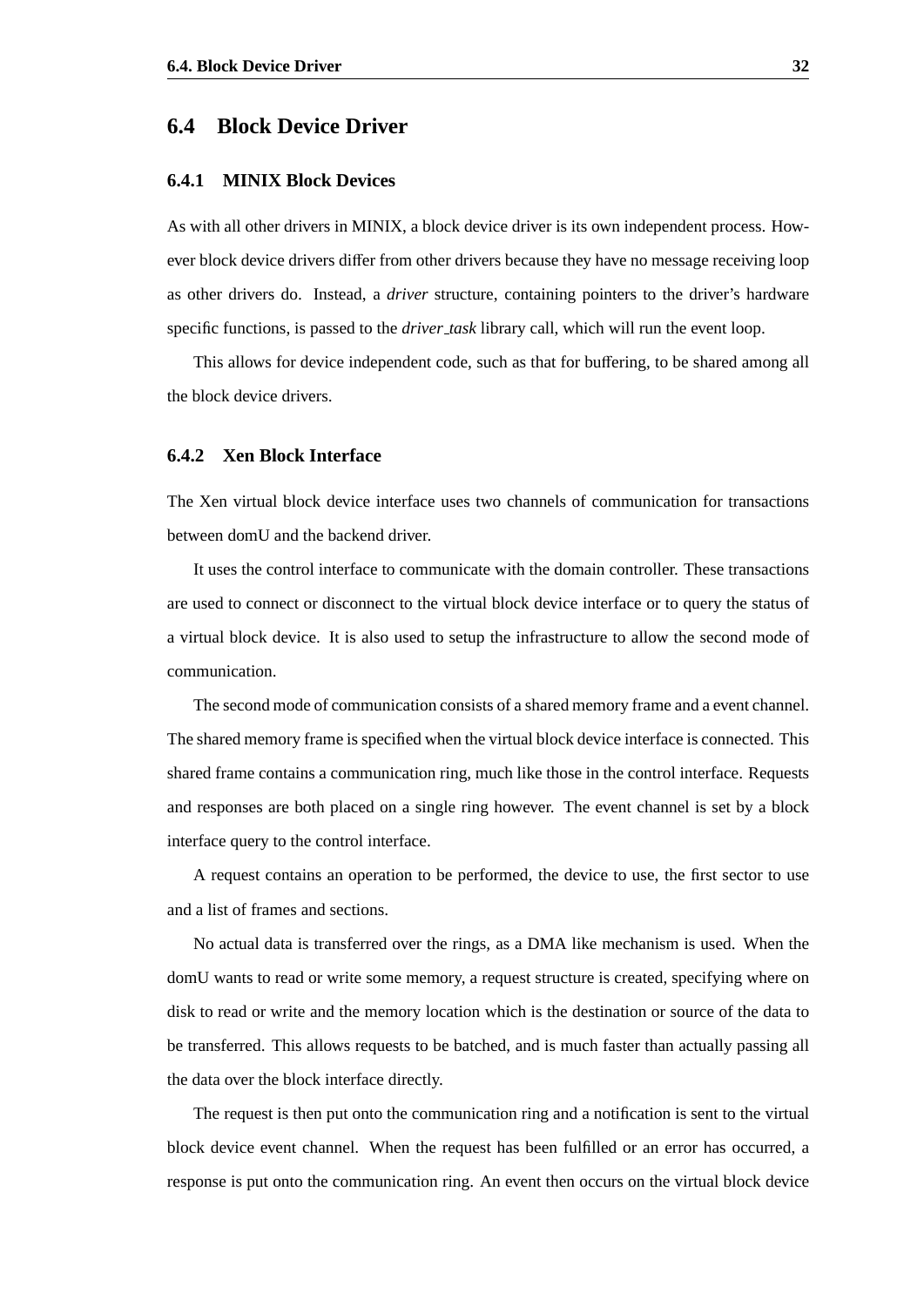## 6.4 Block Device Driver

### 6.4.1 MINIX Block Devices

As with all other drivers in MINIX, a block device driver is its own independent process. However block device drivers differ from other drivers because they have no message receiving loop as other drivers do. Instead, a *driver* structure, containing pointers to the driver's hardware specific functions, is passed to the *driver_task* library call, which will run the event loop.

This allows for device independent code, such as that for buffering, to be shared among all the block device drivers.

### 6.4.2 Xen Block Interface

The Xen virtual block device interface uses two channels of communication for transactions between domU and the backend driver.

It uses the control interface to communicate with the domain controller. These transactions are used to connect or disconnect to the virtual block device interface or to query the status of a virtual block device. It is also used to setup the infrastructure to allow the second mode of communication.

The second mode of communication consists of a shared memory frame and a event channel. The shared memory frame is specified when the virtual block device interface is connected. This shared frame contains a communication ring, much like those in the control interface. Requests and responses are both placed on a single ring however. The event channel is set by a block interface query to the control interface.

A request contains an operation to be performed, the device to use, the first sector to use and a list of frames and sections.

No actual data is transferred over the rings, as a DMA like mechanism is used. When the domU wants to read or write some memory, a request structure is created, specifying where on disk to read or write and the memory location which is the destination or source of the data to be transferred. This allows requests to be batched, and is much faster than actually passing all the data over the block interface directly.

The request is then put onto the communication ring and a notification is sent to the virtual block device event channel. When the request has been fulfilled or an error has occurred, a response is put onto the communication ring. An event then occurs on the virtual block device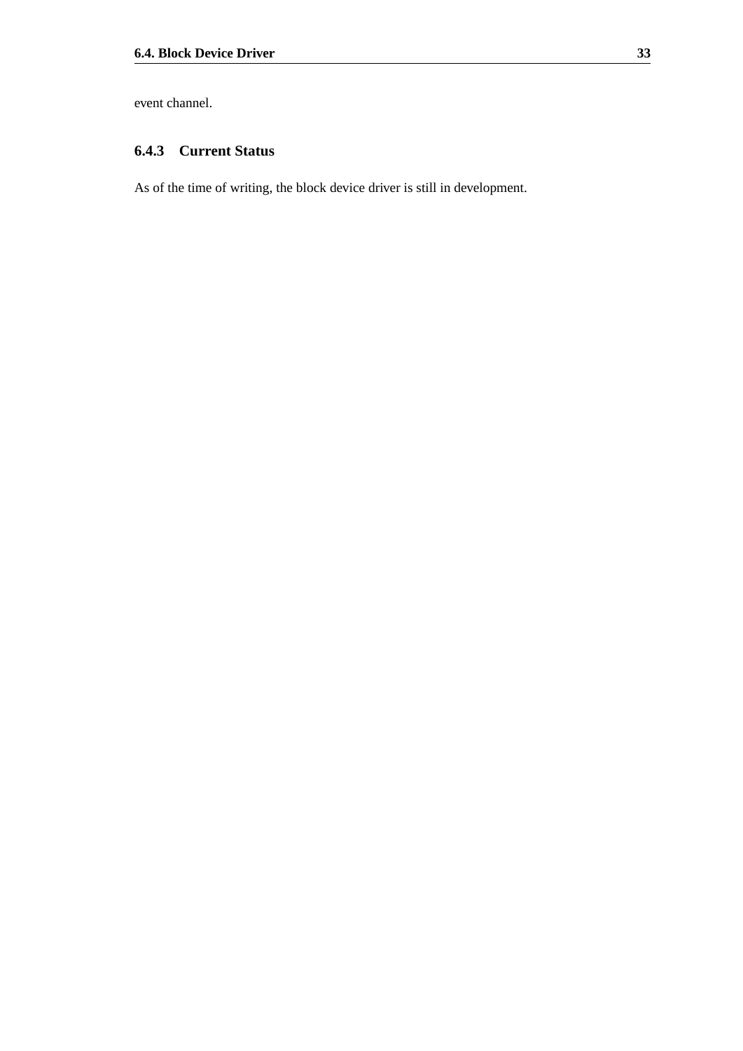event channel.

### 6.4.3 Current Status

As of the time of writing, the block device driver is still in development.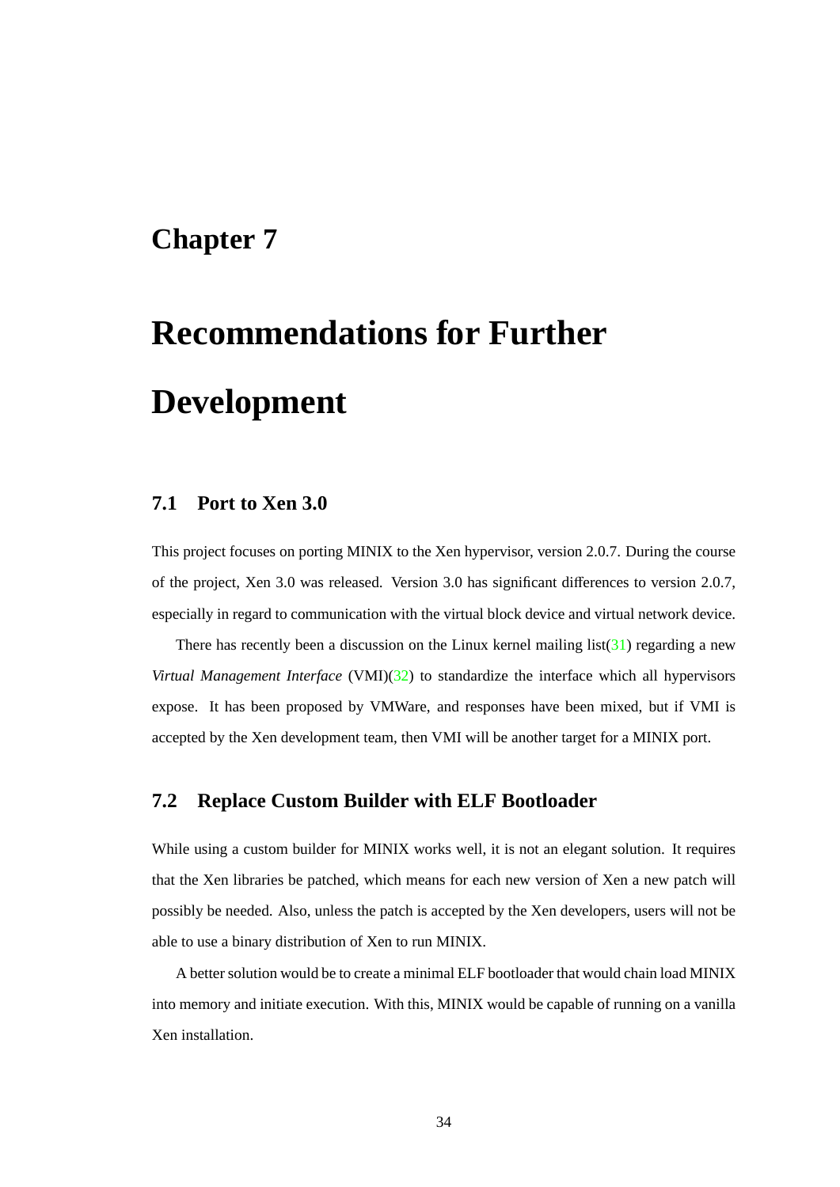# Chapter 7

# Recommendations for Further Development

## 7.1 Port to Xen 3.0

This project focuses on porting MINIX to the Xen hypervisor, version 2.0.7. During the course of the project, Xen 3.0 was released. Version 3.0 has significant differences to version 2.0.7, especially in regard to communication with the virtual block device and virtual network device.

There has recently been a discussion on the Linux kernel mailing list(31) regarding a new *Virtual Management Interface* (VMI)(32) to standardize the interface which all hypervisors expose. It has been proposed by VMWare, and responses have been mixed, but if VMI is accepted by the Xen development team, then VMI will be another target for a MINIX port.

## 7.2 Replace Custom Builder with ELF Bootloader

While using a custom builder for MINIX works well, it is not an elegant solution. It requires that the Xen libraries be patched, which means for each new version of Xen a new patch will possibly be needed. Also, unless the patch is accepted by the Xen developers, users will not be able to use a binary distribution of Xen to run MINIX.

A better solution would be to create a minimal ELF bootloader that would chain load MINIX into memory and initiate execution. With this, MINIX would be capable of running on a vanilla Xen installation.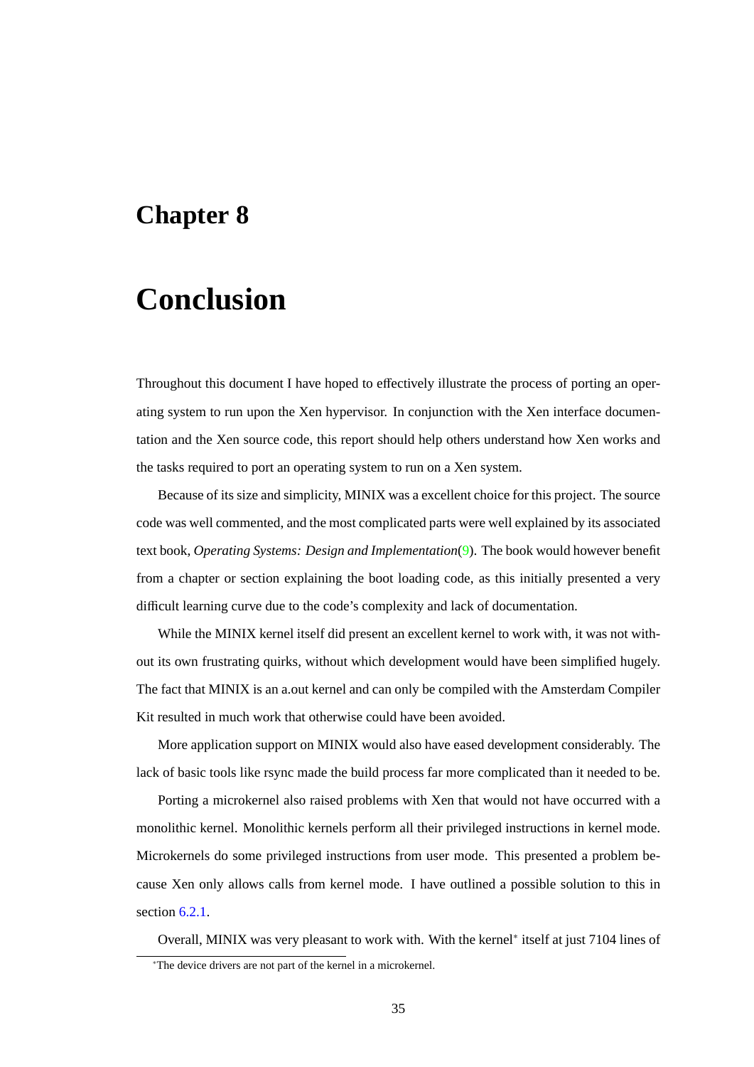# Chapter 8

# Conclusion

Throughout this document I have hoped to effectively illustrate the process of porting an operating system to run upon the Xen hypervisor. In conjunction with the Xen interface documentation and the Xen source code, this report should help others understand how Xen works and the tasks required to port an operating system to run on a Xen system.

Because of its size and simplicity, MINIX was a excellent choice for this project. The source code was well commented, and the most complicated parts were well explained by its associated text book, *Operating Systems: Design and Implementation*(9). The book would however benefit from a chapter or section explaining the boot loading code, as this initially presented a very difficult learning curve due to the code's complexity and lack of documentation.

While the MINIX kernel itself did present an excellent kernel to work with, it was not without its own frustrating quirks, without which development would have been simplified hugely. The fact that MINIX is an a.out kernel and can only be compiled with the Amsterdam Compiler Kit resulted in much work that otherwise could have been avoided.

More application support on MINIX would also have eased development considerably. The lack of basic tools like rsync made the build process far more complicated than it needed to be.

Porting a microkernel also raised problems with Xen that would not have occurred with a monolithic kernel. Monolithic kernels perform all their privileged instructions in kernel mode. Microkernels do some privileged instructions from user mode. This presented a problem because Xen only allows calls from kernel mode. I have outlined a possible solution to this in section 6.2.1.

Overall, MINIX was very pleasant to work with. With the kernel* itself at just 7104 lines of

*The device drivers are not part of the kernel in a microkernel.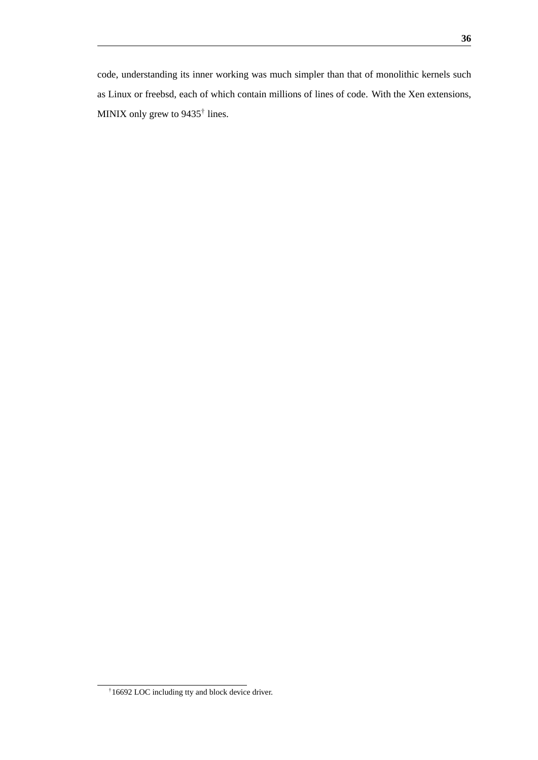code, understanding its inner working was much simpler than that of monolithic kernels such as Linux or freebsd, each of which contain millions of lines of code. With the Xen extensions, MINIX only grew to 9435[†] lines.

[†] 16692 LOC including tty and block device driver.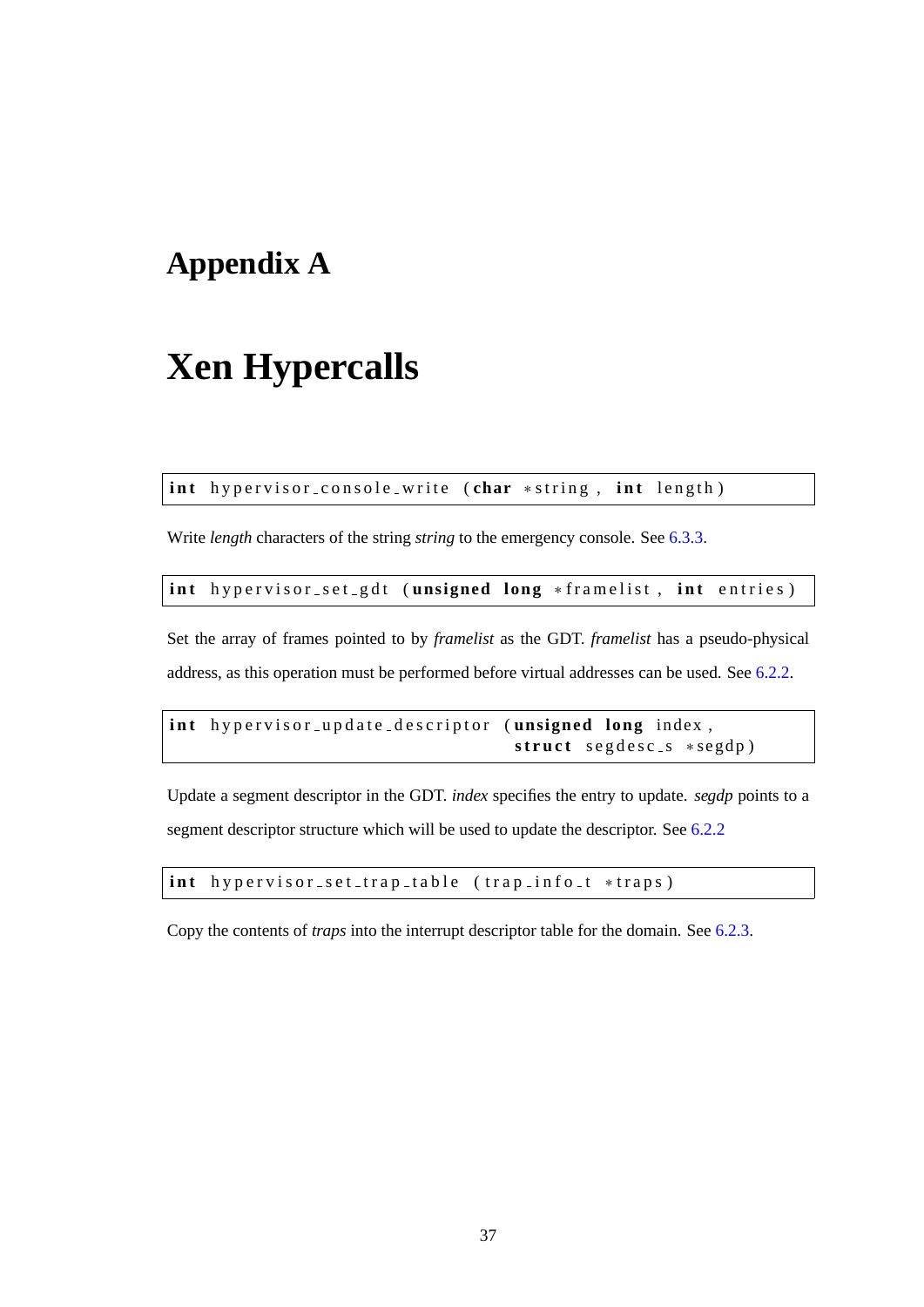# Appendix A

# Xen Hypercalls

```
int hypervisor_console_write (char *string, int length)
```

Write *length* characters of the string *string* to the emergency console. See 6.3.3.

```
int hypervisor_set_gdt (unsigned long *framelist, int entries)
```

Set the array of frames pointed to by *framelist* as the GDT. *framelist* has a pseudo-physical address, as this operation must be performed before virtual addresses can be used. See 6.2.2.

```
int hypervisor_update_descriptor (unsigned long index,
                                  struct segdesc_s *segdp)
```

Update a segment descriptor in the GDT. *index* specifies the entry to update. *segdp* points to a segment descriptor structure which will be used to update the descriptor. See 6.2.2

```
int hypervisor_set_trap_table (trap_info_t *traps)
```

Copy the contents of *traps* into the interrupt descriptor table for the domain. See 6.2.3.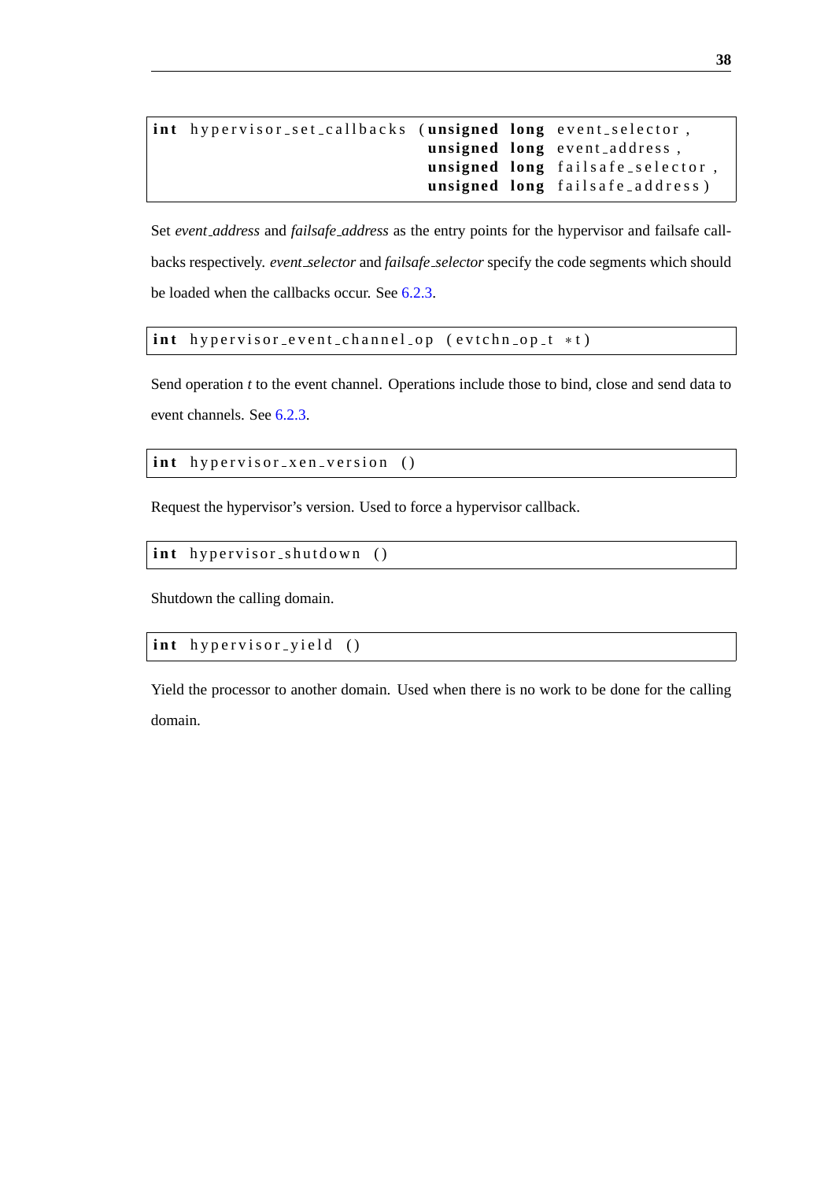```
int hypervisor_set_callbacks (unsigned long event_selector,
                              unsigned long event_address,
                              unsigned long failsafe_selector,
                              unsigned long failsafe_address)
```

Set *event_address* and *failsafe_address* as the entry points for the hypervisor and failsafe callbacks respectively. *event_selector* and *failsafe_selector* specify the code segments which should be loaded when the callbacks occur. See 6.2.3.

```
int hypervisor_event_channel_op (evtchn_op_t *t)
```

Send operation *t* to the event channel. Operations include those to bind, close and send data to event channels. See 6.2.3.

```
int hypervisor_xen_version ()
```

Request the hypervisor's version. Used to force a hypervisor callback.

```
int hypervisor_shutdown ()
```

Shutdown the calling domain.

```
int hypervisor_yield ()
```

Yield the processor to another domain. Used when there is no work to be done for the calling domain.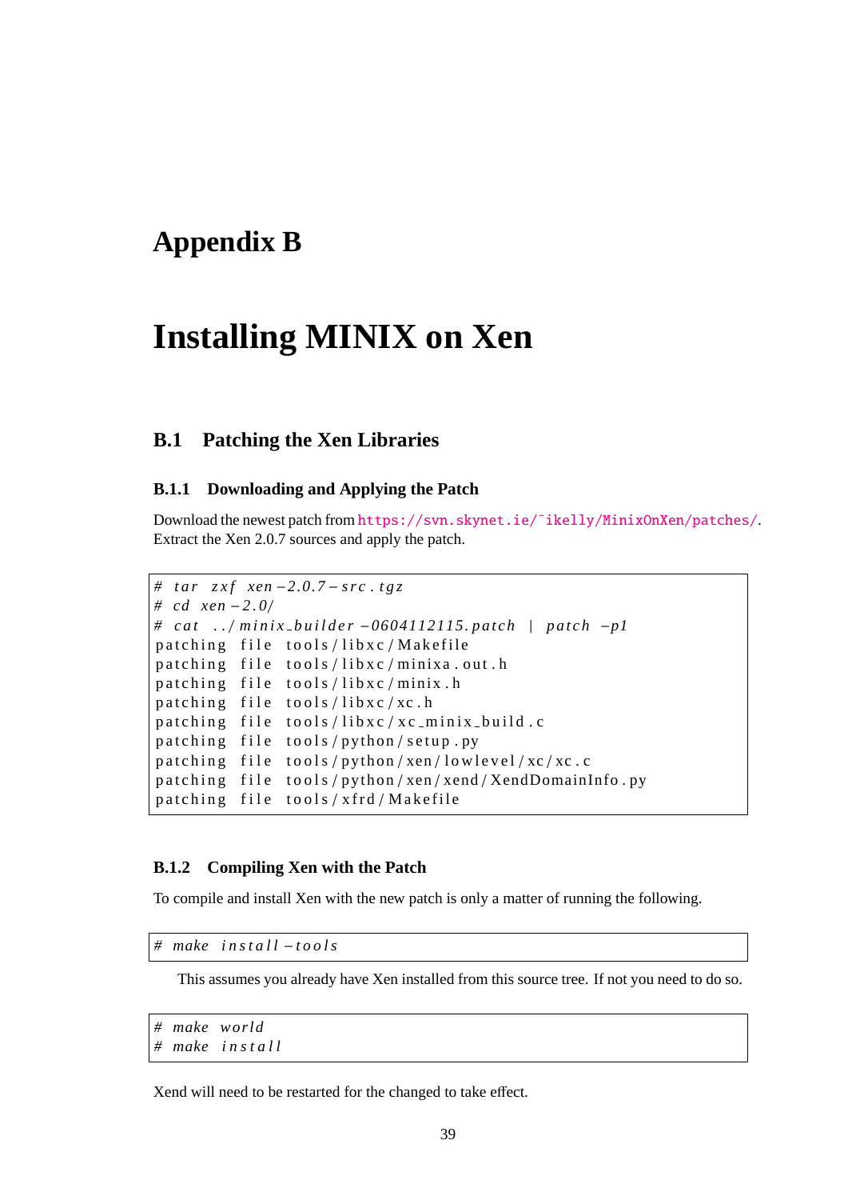# Appendix B

# Installing MINIX on Xen

## B.1 Patching the Xen Libraries

### B.1.1 Downloading and Applying the Patch

Download the newest patch from https://svn.skynet.ie/~ikelly/MinixOnXen/patches/. Extract the Xen 2.0.7 sources and apply the patch.

```
# tar zxf xen-2.0.7-src.tgz
# cd xen-2.0/
# cat ../minix_builder-0604112115.patch | patch -p1
patching file tools/libxc/Makefile
patching file tools/libxc/minixa.out.h
patching file tools/libxc/minix.h
patching file tools/libxc/xc.h
patching file tools/libxc/xc_minix_build.c
patching file tools/python/setup.py
patching file tools/python/xen/lowlevel/xc/xc.c
patching file tools/python/xen/xend/XendDomainInfo.py
patching file tools/xfrd/Makefile
```

### B.1.2 Compiling Xen with the Patch

To compile and install Xen with the new patch is only a matter of running the following.

```
# make install-tools
```

This assumes you already have Xen installed from this source tree. If not you need to do so.

```
# make world
# make install
```

Xend will need to be restarted for the changed to take effect.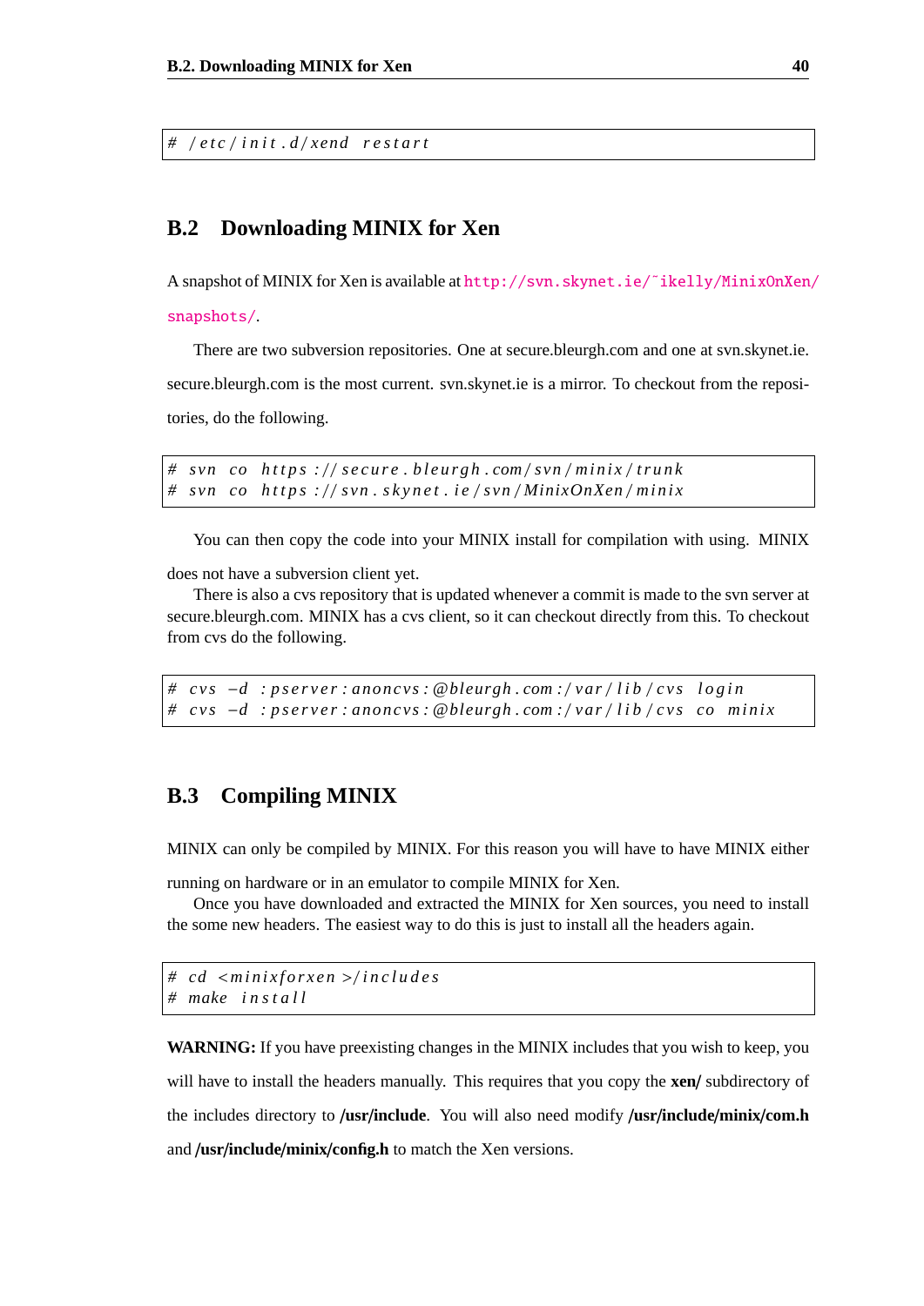```
# /etc/init.d/xend restart
```

## B.2 Downloading MINIX for Xen

A snapshot of MINIX for Xen is available at http://svn.skynet.ie/~ikelly/MinixOnXen/snapshots/.

There are two subversion repositories. One at secure.bleurgh.com and one at svn.skynet.ie. secure.bleurgh.com is the most current. svn.skynet.ie is a mirror. To checkout from the repositories, do the following.

```
# svn co https://secure.bleurgh.com/svn/minix/trunk
# svn co https://svn.skynet.ie/svn/MinixOnXen/minix
```

You can then copy the code into your MINIX install for compilation with using. MINIX does not have a subversion client yet.

There is also a cvs repository that is updated whenever a commit is made to the svn server at secure.bleurgh.com. MINIX has a cvs client, so it can checkout directly from this. To checkout from cvs do the following.

```
# cvs -d :pserver:anoncvs:@bleurgh.com:/var/lib/cvs login
# cvs -d :pserver:anoncvs:@bleurgh.com:/var/lib/cvs co minix
```

## B.3 Compiling MINIX

MINIX can only be compiled by MINIX. For this reason you will have to have MINIX either running on hardware or in an emulator to compile MINIX for Xen.

Once you have downloaded and extracted the MINIX for Xen sources, you need to install the some new headers. The easiest way to do this is just to install all the headers again.

```
# cd <minixforxen>/includes
# make install
```

**WARNING:** If you have preexisting changes in the MINIX includes that you wish to keep, you will have to install the headers manually. This requires that you copy the **xen/** subdirectory of the includes directory to **/usr/include**. You will also need modify **/usr/include/minix/com.h** and **/usr/include/minix/config.h** to match the Xen versions.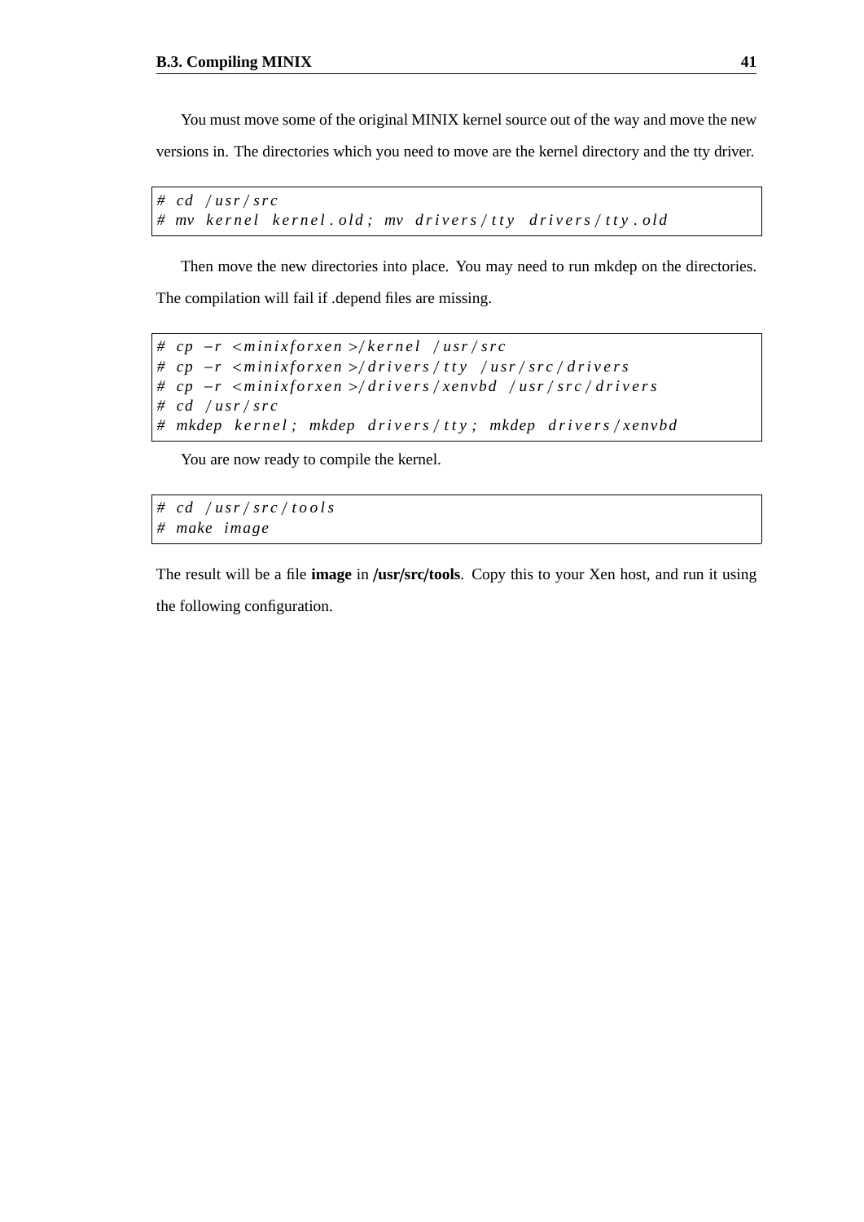You must move some of the original MINIX kernel source out of the way and move the new versions in. The directories which you need to move are the kernel directory and the tty driver.

```
# cd /usr/src
# mv kernel kernel.old; mv drivers/tty drivers/tty.old
```

Then move the new directories into place. You may need to run mkdep on the directories. The compilation will fail if .depend files are missing.

```
# cp -r <minixforxen>/kernel /usr/src
# cp -r <minixforxen>/drivers/tty /usr/src/drivers
# cp -r <minixforxen>/drivers/xenvbd /usr/src/drivers
# cd /usr/src
# mkdep kernel; mkdep drivers/tty; mkdep drivers/xenvbd
```

You are now ready to compile the kernel.

```
# cd /usr/src/tools
# make image
```

The result will be a file **image** in **/usr/src/tools**. Copy this to your Xen host, and run it using the following configuration.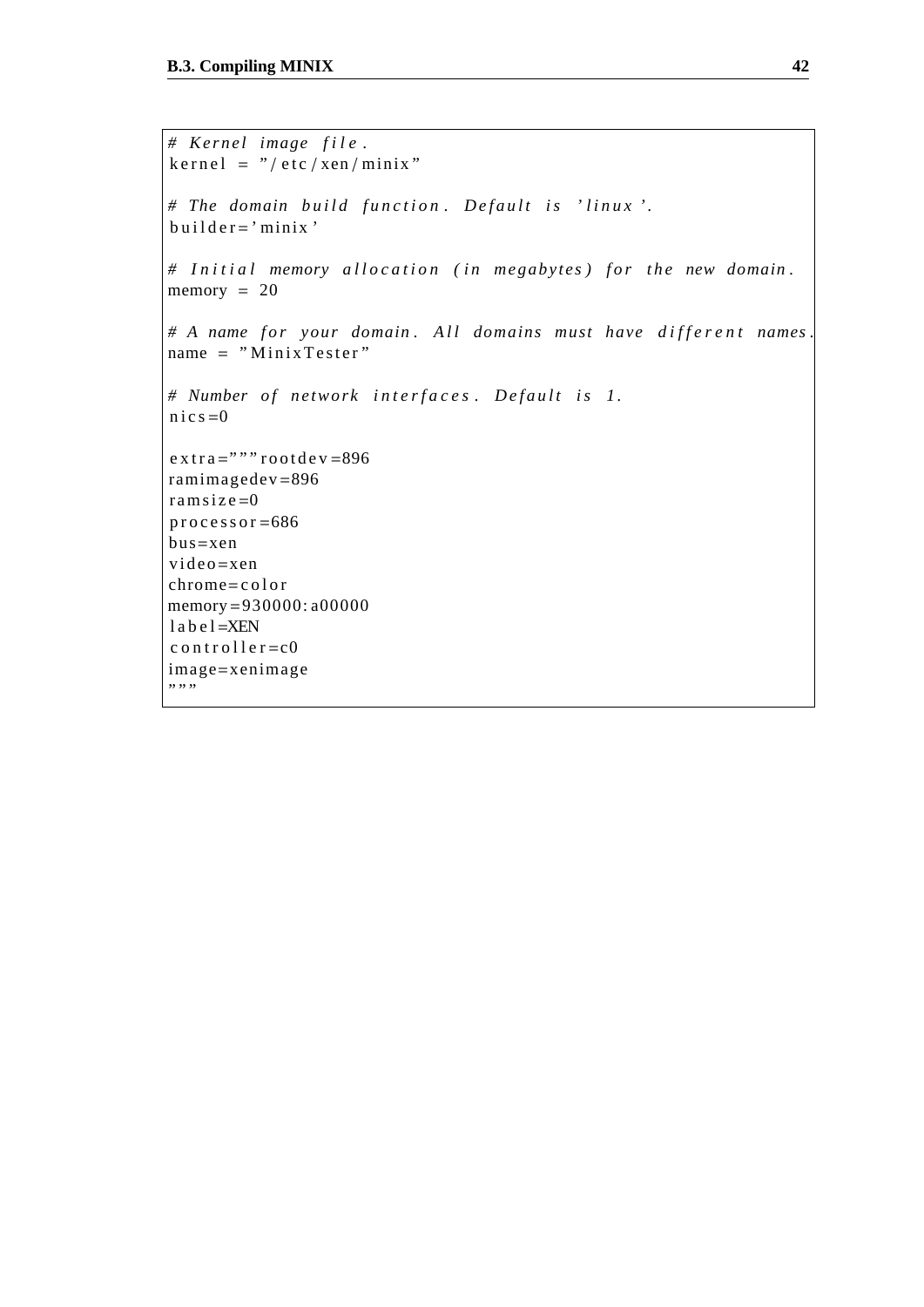```
# Kernel image file.
kernel = "/etc/xen/minix"

# The domain build function. Default is 'linux'.
builder='minix'

# Initial memory allocation (in megabytes) for the new domain.
memory = 20

# A name for your domain. All domains must have different names.
name = "MinixTester"

# Number of network interfaces. Default is 1.
nics=0

extra=""" rootdev=896
ramimagedev=896
ramsize=0
processor=686
bus=xen
video=xen
chrome=color
memory=930000:a00000
label=XEN
controller=c0
image=xenimage
"""
```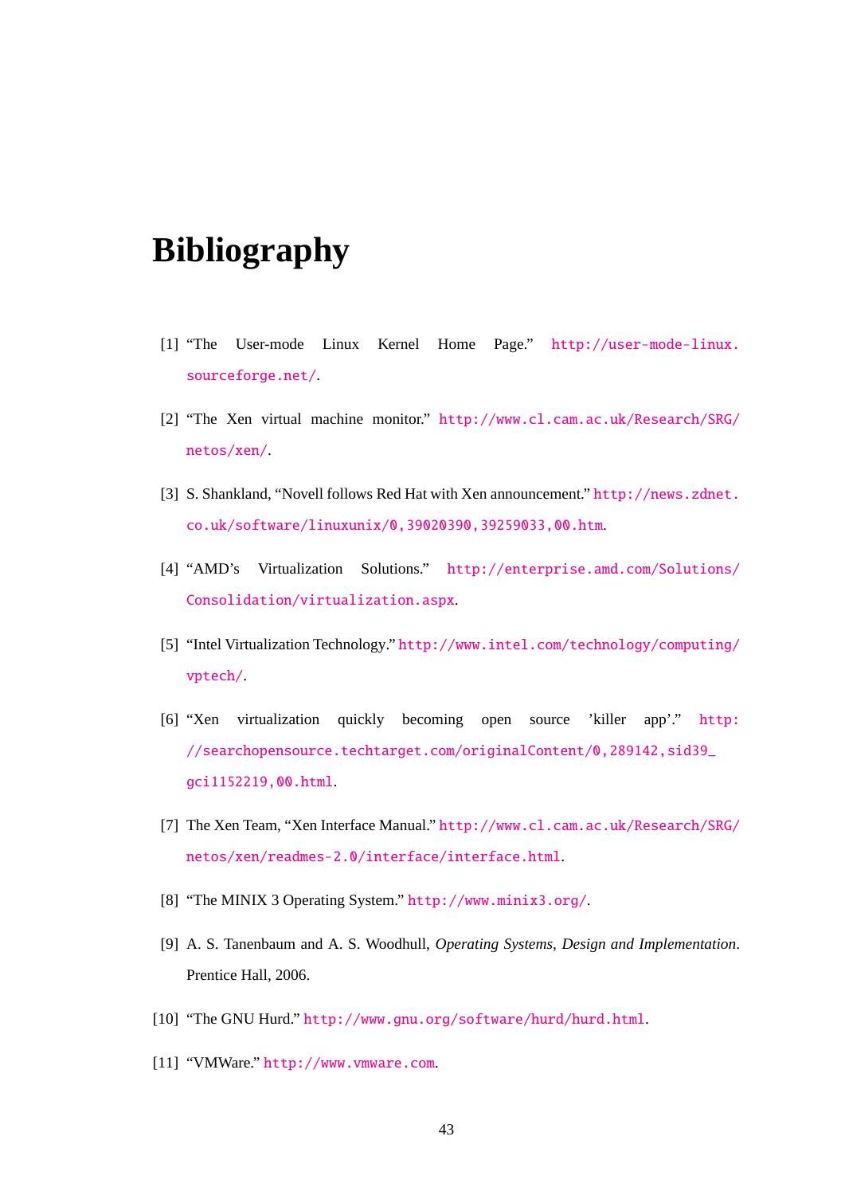# Bibliography

[1] "The User-mode Linux Kernel Home Page." http://user-mode-linux.sourceforge.net/.

[2] "The Xen virtual machine monitor." http://www.cl.cam.ac.uk/Research/SRG/netos/xen/.

[3] S. Shankland, "Novell follows Red Hat with Xen announcement." http://news.zdnet.co.uk/software/linuxunix/0,39020390,39259033,00.htm.

[4] "AMD's Virtualization Solutions." http://enterprise.amd.com/Solutions/Consolidation/virtualization.aspx.

[5] "Intel Virtualization Technology." http://www.intel.com/technology/computing/vptech/.

[6] "Xen virtualization quickly becoming open source 'killer app'." http://searchopensource.techtarget.com/originalContent/0,289142,sid39_gci1152219,00.html.

[7] The Xen Team, "Xen Interface Manual." http://www.cl.cam.ac.uk/Research/SRG/netos/xen/readmes-2.0/interface/interface.html.

[8] "The MINIX 3 Operating System." http://www.minix3.org/.

[9] A. S. Tanenbaum and A. S. Woodhull, *Operating Systems, Design and Implementation*. Prentice Hall, 2006.

[10] "The GNU Hurd." http://www.gnu.org/software/hurd/hurd.html.

[11] "VMWare." http://www.vmware.com.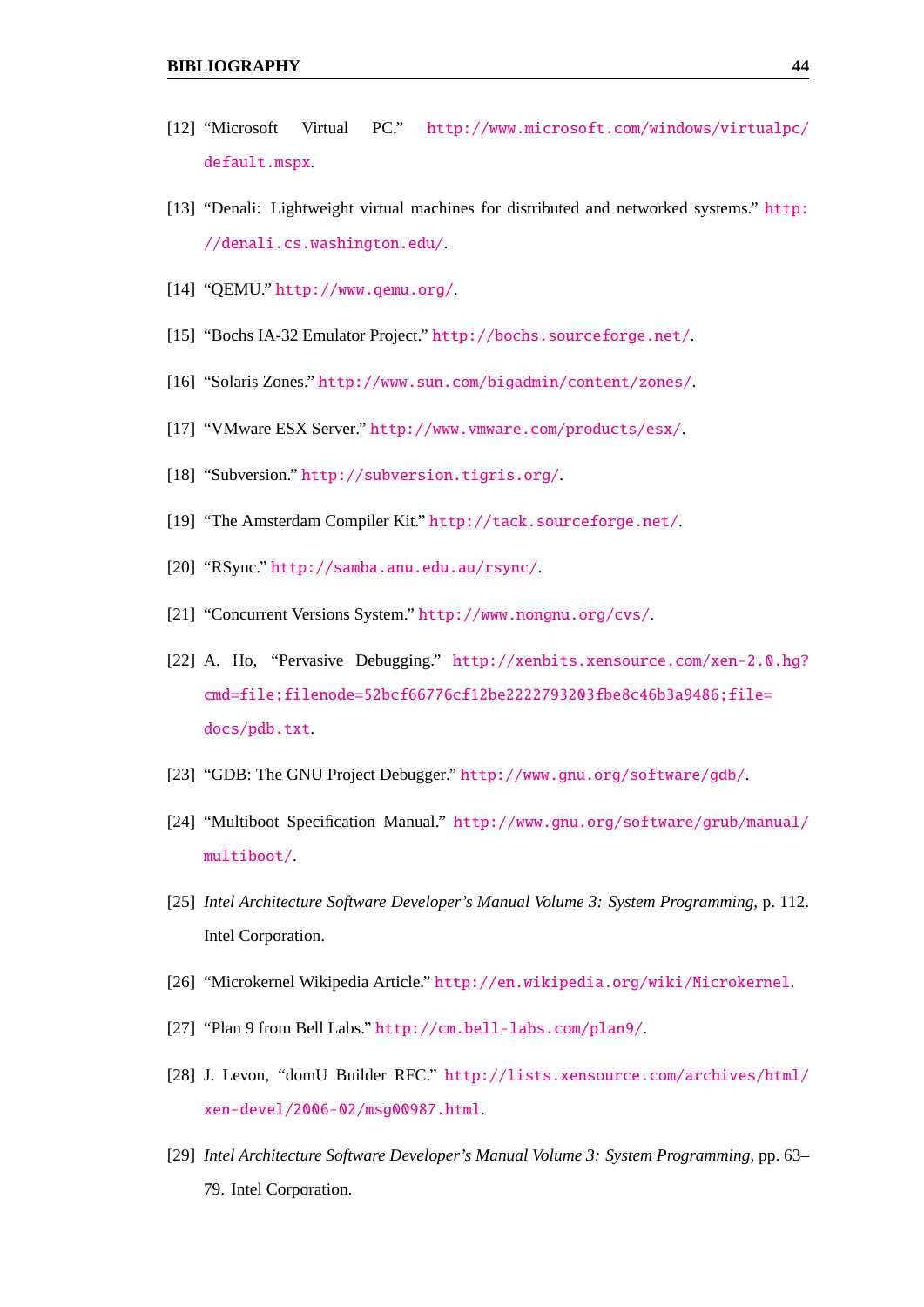[12] "Microsoft Virtual PC." http://www.microsoft.com/windows/virtualpc/default.mspx.

[13] "Denali: Lightweight virtual machines for distributed and networked systems." http://denali.cs.washington.edu/.

[14] "QEMU." http://www.qemu.org/.

[15] "Bochs IA-32 Emulator Project." http://bochs.sourceforge.net/.

[16] "Solaris Zones." http://www.sun.com/bigadmin/content/zones/.

[17] "VMware ESX Server." http://www.vmware.com/products/esx/.

[18] "Subversion." http://subversion.tigris.org/.

[19] "The Amsterdam Compiler Kit." http://tack.sourceforge.net/.

[20] "RSync." http://samba.anu.edu.au/rsync/.

[21] "Concurrent Versions System." http://www.nongnu.org/cvs/.

[22] A. Ho, "Pervasive Debugging." http://xenbits.xensource.com/xen-2.0.hg?cmd=file;filenode=52bcf66776cf12be2222793203fbe8c46b3a9486;file=docs/pdb.txt.

[23] "GDB: The GNU Project Debugger." http://www.gnu.org/software/gdb/.

[24] "Multiboot Specification Manual." http://www.gnu.org/software/grub/manual/multiboot/.

[25] *Intel Architecture Software Developer's Manual Volume 3: System Programming*, p. 112. Intel Corporation.

[26] "Microkernel Wikipedia Article." http://en.wikipedia.org/wiki/Microkernel.

[27] "Plan 9 from Bell Labs." http://cm.bell-labs.com/plan9/.

[28] J. Levon, "domU Builder RFC." http://lists.xensource.com/archives/html/xen-devel/2006-02/msg00987.html.

[29] *Intel Architecture Software Developer's Manual Volume 3: System Programming*, pp. 63–79. Intel Corporation.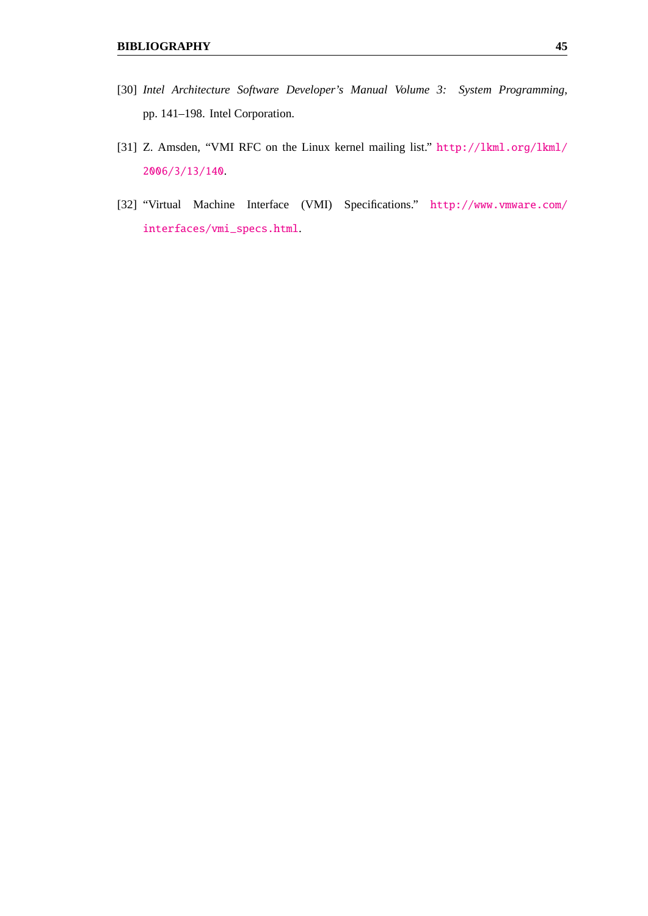[30] *Intel Architecture Software Developer's Manual Volume 3: System Programming*, pp. 141–198. Intel Corporation.

[31] Z. Amsden, "VMI RFC on the Linux kernel mailing list." http://lkml.org/lkml/2006/3/13/140.

[32] "Virtual Machine Interface (VMI) Specifications." http://www.vmware.com/interfaces/vmi_specs.html.